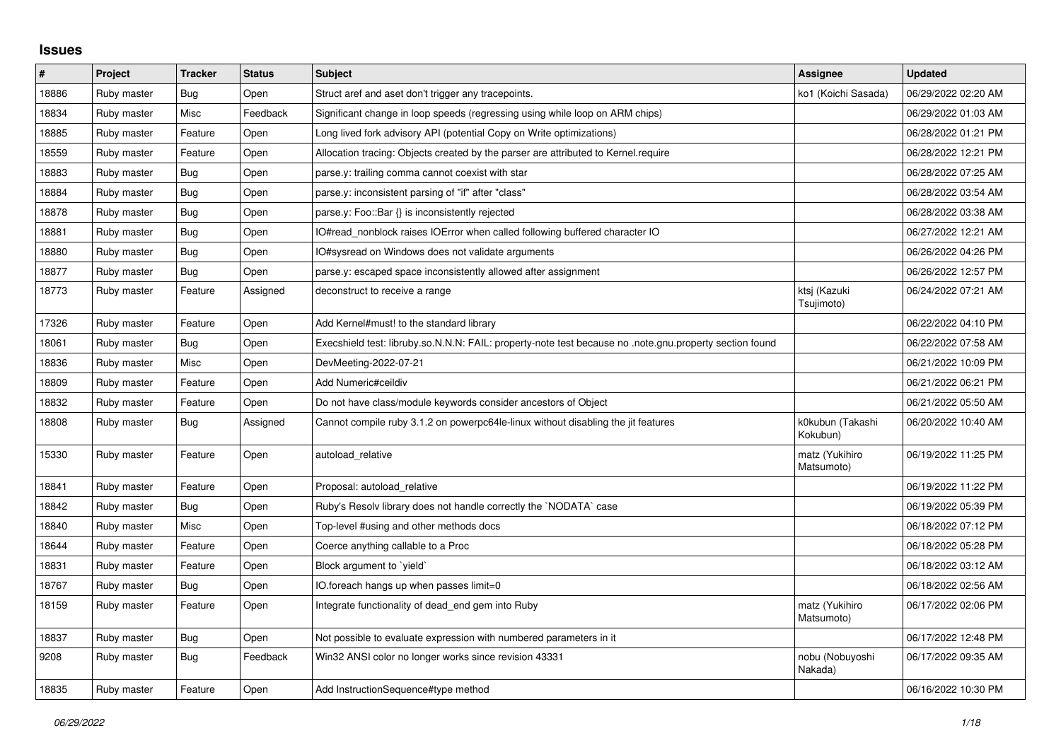## Issues

| # | Project | Tracker | Status | Subject | Assignee | Updated |
|---|---|---|---|---|---|---|
| 18886 | Ruby master | Bug | Open | Struct aref and aset don't trigger any tracepoints. | ko1 (Koichi Sasada) | 06/29/2022 02:20 AM |
| 18834 | Ruby master | Misc | Feedback | Significant change in loop speeds (regressing using while loop on ARM chips) | | 06/29/2022 01:03 AM |
| 18885 | Ruby master | Feature | Open | Long lived fork advisory API (potential Copy on Write optimizations) | | 06/28/2022 01:21 PM |
| 18559 | Ruby master | Feature | Open | Allocation tracing: Objects created by the parser are attributed to Kernel.require | | 06/28/2022 12:21 PM |
| 18883 | Ruby master | Bug | Open | parse.y: trailing comma cannot coexist with star | | 06/28/2022 07:25 AM |
| 18884 | Ruby master | Bug | Open | parse.y: inconsistent parsing of "if" after "class" | | 06/28/2022 03:54 AM |
| 18878 | Ruby master | Bug | Open | parse.y: Foo::Bar {} is inconsistently rejected | | 06/28/2022 03:38 AM |
| 18881 | Ruby master | Bug | Open | IO#read_nonblock raises IOError when called following buffered character IO | | 06/27/2022 12:21 AM |
| 18880 | Ruby master | Bug | Open | IO#sysread on Windows does not validate arguments | | 06/26/2022 04:26 PM |
| 18877 | Ruby master | Bug | Open | parse.y: escaped space inconsistently allowed after assignment | | 06/26/2022 12:57 PM |
| 18773 | Ruby master | Feature | Assigned | deconstruct to receive a range | ktsj (Kazuki Tsujimoto) | 06/24/2022 07:21 AM |
| 17326 | Ruby master | Feature | Open | Add Kernel#must! to the standard library | | 06/22/2022 04:10 PM |
| 18061 | Ruby master | Bug | Open | Execshield test: libruby.so.N.N.N: FAIL: property-note test because no .note.gnu.property section found | | 06/22/2022 07:58 AM |
| 18836 | Ruby master | Misc | Open | DevMeeting-2022-07-21 | | 06/21/2022 10:09 PM |
| 18809 | Ruby master | Feature | Open | Add Numeric#ceildiv | | 06/21/2022 06:21 PM |
| 18832 | Ruby master | Feature | Open | Do not have class/module keywords consider ancestors of Object | | 06/21/2022 05:50 AM |
| 18808 | Ruby master | Bug | Assigned | Cannot compile ruby 3.1.2 on powerpc64le-linux without disabling the jit features | k0kubun (Takashi Kokubun) | 06/20/2022 10:40 AM |
| 15330 | Ruby master | Feature | Open | autoload_relative | matz (Yukihiro Matsumoto) | 06/19/2022 11:25 PM |
| 18841 | Ruby master | Feature | Open | Proposal: autoload_relative | | 06/19/2022 11:22 PM |
| 18842 | Ruby master | Bug | Open | Ruby's Resolv library does not handle correctly the `NODATA` case | | 06/19/2022 05:39 PM |
| 18840 | Ruby master | Misc | Open | Top-level #using and other methods docs | | 06/18/2022 07:12 PM |
| 18644 | Ruby master | Feature | Open | Coerce anything callable to a Proc | | 06/18/2022 05:28 PM |
| 18831 | Ruby master | Feature | Open | Block argument to `yield` | | 06/18/2022 03:12 AM |
| 18767 | Ruby master | Bug | Open | IO.foreach hangs up when passes limit=0 | | 06/18/2022 02:56 AM |
| 18159 | Ruby master | Feature | Open | Integrate functionality of dead_end gem into Ruby | matz (Yukihiro Matsumoto) | 06/17/2022 02:06 PM |
| 18837 | Ruby master | Bug | Open | Not possible to evaluate expression with numbered parameters in it | | 06/17/2022 12:48 PM |
| 9208 | Ruby master | Bug | Feedback | Win32 ANSI color no longer works since revision 43331 | nobu (Nobuyoshi Nakada) | 06/17/2022 09:35 AM |
| 18835 | Ruby master | Feature | Open | Add InstructionSequence#type method | | 06/16/2022 10:30 PM |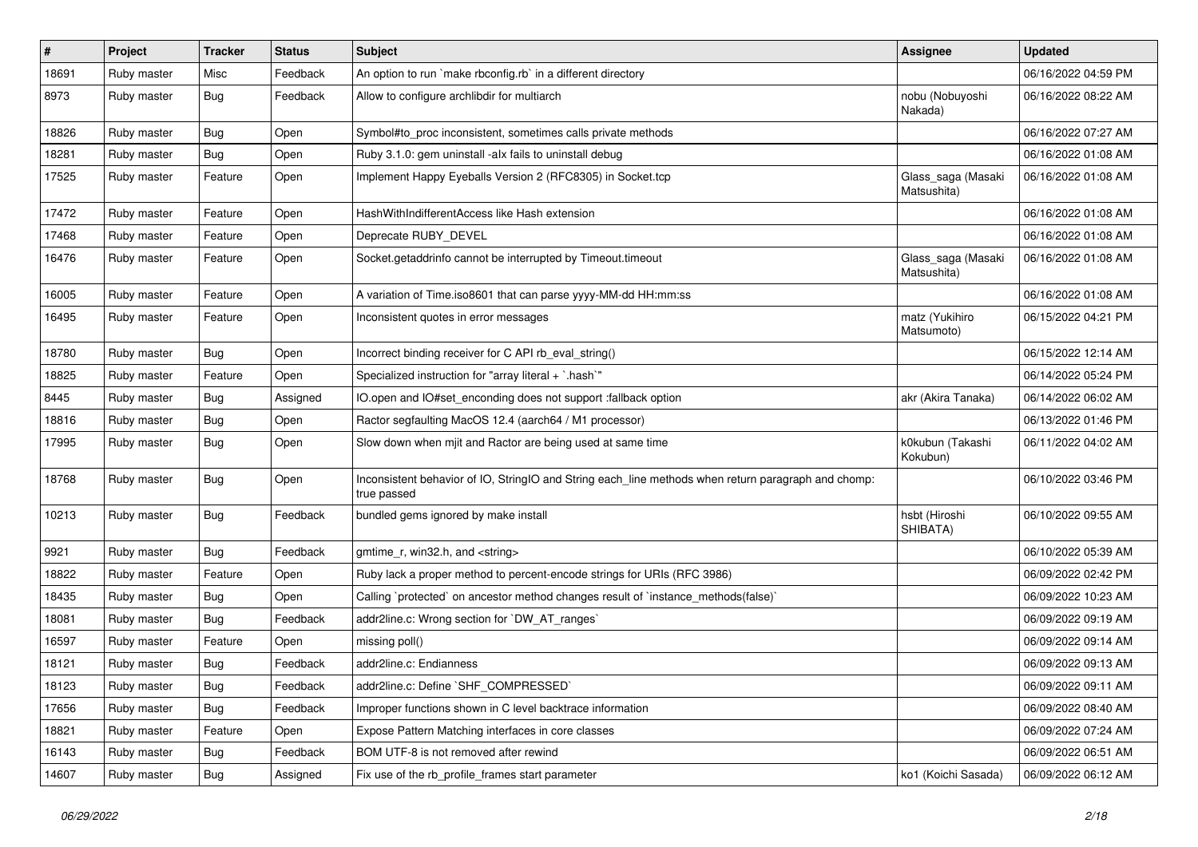| # | Project | Tracker | Status | Subject | Assignee | Updated |
| --- | --- | --- | --- | --- | --- | --- |
| 18691 | Ruby master | Misc | Feedback | An option to run `make rbconfig.rb` in a different directory |  | 06/16/2022 04:59 PM |
| 8973 | Ruby master | Bug | Feedback | Allow to configure archlibdir for multiarch | nobu (Nobuyoshi Nakada) | 06/16/2022 08:22 AM |
| 18826 | Ruby master | Bug | Open | Symbol#to_proc inconsistent, sometimes calls private methods |  | 06/16/2022 07:27 AM |
| 18281 | Ruby master | Bug | Open | Ruby 3.1.0: gem uninstall -alx fails to uninstall debug |  | 06/16/2022 01:08 AM |
| 17525 | Ruby master | Feature | Open | Implement Happy Eyeballs Version 2 (RFC8305) in Socket.tcp | Glass_saga (Masaki Matsushita) | 06/16/2022 01:08 AM |
| 17472 | Ruby master | Feature | Open | HashWithIndifferentAccess like Hash extension |  | 06/16/2022 01:08 AM |
| 17468 | Ruby master | Feature | Open | Deprecate RUBY_DEVEL |  | 06/16/2022 01:08 AM |
| 16476 | Ruby master | Feature | Open | Socket.getaddrinfo cannot be interrupted by Timeout.timeout | Glass_saga (Masaki Matsushita) | 06/16/2022 01:08 AM |
| 16005 | Ruby master | Feature | Open | A variation of Time.iso8601 that can parse yyyy-MM-dd HH:mm:ss |  | 06/16/2022 01:08 AM |
| 16495 | Ruby master | Feature | Open | Inconsistent quotes in error messages | matz (Yukihiro Matsumoto) | 06/15/2022 04:21 PM |
| 18780 | Ruby master | Bug | Open | Incorrect binding receiver for C API rb_eval_string() |  | 06/15/2022 12:14 AM |
| 18825 | Ruby master | Feature | Open | Specialized instruction for "array literal + `.hash`" |  | 06/14/2022 05:24 PM |
| 8445 | Ruby master | Bug | Assigned | IO.open and IO#set_enconding does not support :fallback option | akr (Akira Tanaka) | 06/14/2022 06:02 AM |
| 18816 | Ruby master | Bug | Open | Ractor segfaulting MacOS 12.4 (aarch64 / M1 processor) |  | 06/13/2022 01:46 PM |
| 17995 | Ruby master | Bug | Open | Slow down when mjit and Ractor are being used at same time | k0kubun (Takashi Kokubun) | 06/11/2022 04:02 AM |
| 18768 | Ruby master | Bug | Open | Inconsistent behavior of IO, StringIO and String each_line methods when return paragraph and chomp: true passed |  | 06/10/2022 03:46 PM |
| 10213 | Ruby master | Bug | Feedback | bundled gems ignored by make install | hsbt (Hiroshi SHIBATA) | 06/10/2022 09:55 AM |
| 9921 | Ruby master | Bug | Feedback | gmtime_r, win32.h, and <string> |  | 06/10/2022 05:39 AM |
| 18822 | Ruby master | Feature | Open | Ruby lack a proper method to percent-encode strings for URIs (RFC 3986) |  | 06/09/2022 02:42 PM |
| 18435 | Ruby master | Bug | Open | Calling `protected` on ancestor method changes result of `instance_methods(false)` |  | 06/09/2022 10:23 AM |
| 18081 | Ruby master | Bug | Feedback | addr2line.c: Wrong section for `DW_AT_ranges` |  | 06/09/2022 09:19 AM |
| 16597 | Ruby master | Feature | Open | missing poll() |  | 06/09/2022 09:14 AM |
| 18121 | Ruby master | Bug | Feedback | addr2line.c: Endianness |  | 06/09/2022 09:13 AM |
| 18123 | Ruby master | Bug | Feedback | addr2line.c: Define `SHF_COMPRESSED` |  | 06/09/2022 09:11 AM |
| 17656 | Ruby master | Bug | Feedback | Improper functions shown in C level backtrace information |  | 06/09/2022 08:40 AM |
| 18821 | Ruby master | Feature | Open | Expose Pattern Matching interfaces in core classes |  | 06/09/2022 07:24 AM |
| 16143 | Ruby master | Bug | Feedback | BOM UTF-8 is not removed after rewind |  | 06/09/2022 06:51 AM |
| 14607 | Ruby master | Bug | Assigned | Fix use of the rb_profile_frames start parameter | ko1 (Koichi Sasada) | 06/09/2022 06:12 AM |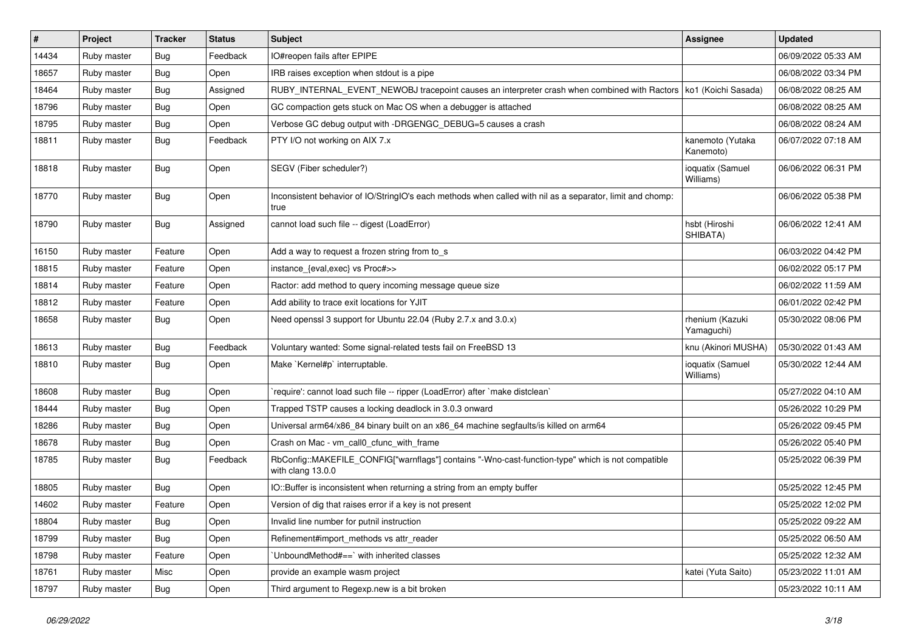| # | Project | Tracker | Status | Subject | Assignee | Updated |
|---|---|---|---|---|---|---|
| 14434 | Ruby master | Bug | Feedback | IO#reopen fails after EPIPE | | 06/09/2022 05:33 AM |
| 18657 | Ruby master | Bug | Open | IRB raises exception when stdout is a pipe | | 06/08/2022 03:34 PM |
| 18464 | Ruby master | Bug | Assigned | RUBY_INTERNAL_EVENT_NEWOBJ tracepoint causes an interpreter crash when combined with Ractors | ko1 (Koichi Sasada) | 06/08/2022 08:25 AM |
| 18796 | Ruby master | Bug | Open | GC compaction gets stuck on Mac OS when a debugger is attached | | 06/08/2022 08:25 AM |
| 18795 | Ruby master | Bug | Open | Verbose GC debug output with -DRGENGC_DEBUG=5 causes a crash | | 06/08/2022 08:24 AM |
| 18811 | Ruby master | Bug | Feedback | PTY I/O not working on AIX 7.x | kanemoto (Yutaka Kanemoto) | 06/07/2022 07:18 AM |
| 18818 | Ruby master | Bug | Open | SEGV (Fiber scheduler?) | ioquatix (Samuel Williams) | 06/06/2022 06:31 PM |
| 18770 | Ruby master | Bug | Open | Inconsistent behavior of IO/StringIO's each methods when called with nil as a separator, limit and chomp: true | | 06/06/2022 05:38 PM |
| 18790 | Ruby master | Bug | Assigned | cannot load such file -- digest (LoadError) | hsbt (Hiroshi SHIBATA) | 06/06/2022 12:41 AM |
| 16150 | Ruby master | Feature | Open | Add a way to request a frozen string from to_s | | 06/03/2022 04:42 PM |
| 18815 | Ruby master | Feature | Open | instance_{eval,exec} vs Proc#>> | | 06/02/2022 05:17 PM |
| 18814 | Ruby master | Feature | Open | Ractor: add method to query incoming message queue size | | 06/02/2022 11:59 AM |
| 18812 | Ruby master | Feature | Open | Add ability to trace exit locations for YJIT | | 06/01/2022 02:42 PM |
| 18658 | Ruby master | Bug | Open | Need openssl 3 support for Ubuntu 22.04 (Ruby 2.7.x and 3.0.x) | rhenium (Kazuki Yamaguchi) | 05/30/2022 08:06 PM |
| 18613 | Ruby master | Bug | Feedback | Voluntary wanted: Some signal-related tests fail on FreeBSD 13 | knu (Akinori MUSHA) | 05/30/2022 01:43 AM |
| 18810 | Ruby master | Bug | Open | Make `Kernel#p` interruptable. | ioquatix (Samuel Williams) | 05/30/2022 12:44 AM |
| 18608 | Ruby master | Bug | Open | `require': cannot load such file -- ripper (LoadError) after `make distclean` | | 05/27/2022 04:10 AM |
| 18444 | Ruby master | Bug | Open | Trapped TSTP causes a locking deadlock in 3.0.3 onward | | 05/26/2022 10:29 PM |
| 18286 | Ruby master | Bug | Open | Universal arm64/x86_84 binary built on an x86_64 machine segfaults/is killed on arm64 | | 05/26/2022 09:45 PM |
| 18678 | Ruby master | Bug | Open | Crash on Mac - vm_call0_cfunc_with_frame | | 05/26/2022 05:40 PM |
| 18785 | Ruby master | Bug | Feedback | RbConfig::MAKEFILE_CONFIG["warnflags"] contains "-Wno-cast-function-type" which is not compatible with clang 13.0.0 | | 05/25/2022 06:39 PM |
| 18805 | Ruby master | Bug | Open | IO::Buffer is inconsistent when returning a string from an empty buffer | | 05/25/2022 12:45 PM |
| 14602 | Ruby master | Feature | Open | Version of dig that raises error if a key is not present | | 05/25/2022 12:02 PM |
| 18804 | Ruby master | Bug | Open | Invalid line number for putnil instruction | | 05/25/2022 09:22 AM |
| 18799 | Ruby master | Bug | Open | Refinement#import_methods vs attr_reader | | 05/25/2022 06:50 AM |
| 18798 | Ruby master | Feature | Open | `UnboundMethod#==` with inherited classes | | 05/25/2022 12:32 AM |
| 18761 | Ruby master | Misc | Open | provide an example wasm project | katei (Yuta Saito) | 05/23/2022 11:01 AM |
| 18797 | Ruby master | Bug | Open | Third argument to Regexp.new is a bit broken | | 05/23/2022 10:11 AM |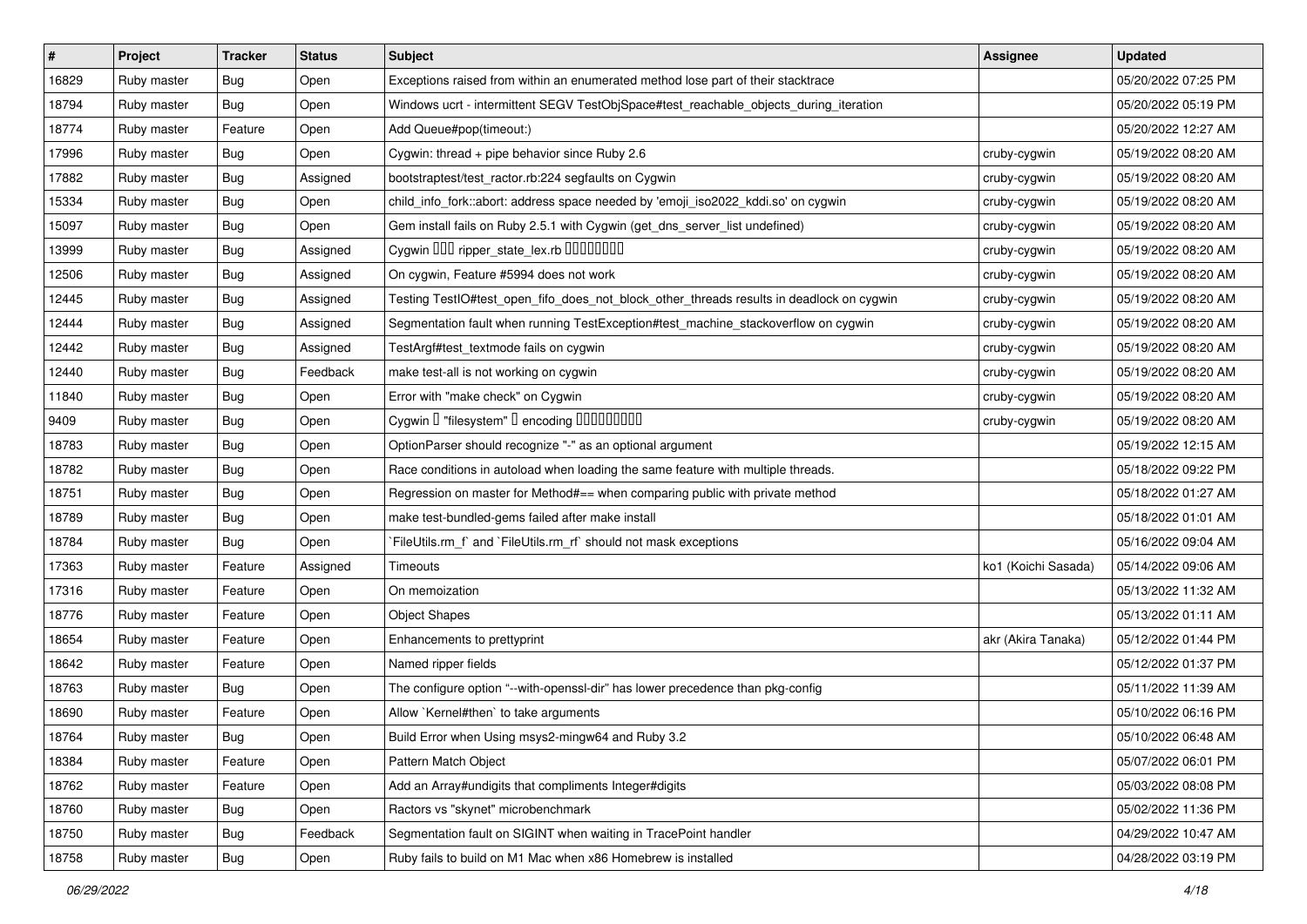| # | Project | Tracker | Status | Subject | Assignee | Updated |
|---|---|---|---|---|---|---|
| 16829 | Ruby master | Bug | Open | Exceptions raised from within an enumerated method lose part of their stacktrace | | 05/20/2022 07:25 PM |
| 18794 | Ruby master | Bug | Open | Windows ucrt - intermittent SEGV TestObjSpace#test_reachable_objects_during_iteration | | 05/20/2022 05:19 PM |
| 18774 | Ruby master | Feature | Open | Add Queue#pop(timeout:) | | 05/20/2022 12:27 AM |
| 17996 | Ruby master | Bug | Open | Cygwin: thread + pipe behavior since Ruby 2.6 | cruby-cygwin | 05/19/2022 08:20 AM |
| 17882 | Ruby master | Bug | Assigned | bootstraptest/test_ractor.rb:224 segfaults on Cygwin | cruby-cygwin | 05/19/2022 08:20 AM |
| 15334 | Ruby master | Bug | Open | child_info_fork::abort: address space needed by 'emoji_iso2022_kddi.so' on cygwin | cruby-cygwin | 05/19/2022 08:20 AM |
| 15097 | Ruby master | Bug | Open | Gem install fails on Ruby 2.5.1 with Cygwin (get_dns_server_list undefined) | cruby-cygwin | 05/19/2022 08:20 AM |
| 13999 | Ruby master | Bug | Assigned | Cygwin ��� ripper_state_lex.rb ��������� | cruby-cygwin | 05/19/2022 08:20 AM |
| 12506 | Ruby master | Bug | Assigned | On cygwin, Feature #5994 does not work | cruby-cygwin | 05/19/2022 08:20 AM |
| 12445 | Ruby master | Bug | Assigned | Testing TestIO#test_open_fifo_does_not_block_other_threads results in deadlock on cygwin | cruby-cygwin | 05/19/2022 08:20 AM |
| 12444 | Ruby master | Bug | Assigned | Segmentation fault when running TestException#test_machine_stackoverflow on cygwin | cruby-cygwin | 05/19/2022 08:20 AM |
| 12442 | Ruby master | Bug | Assigned | TestArgf#test_textmode fails on cygwin | cruby-cygwin | 05/19/2022 08:20 AM |
| 12440 | Ruby master | Bug | Feedback | make test-all is not working on cygwin | cruby-cygwin | 05/19/2022 08:20 AM |
| 11840 | Ruby master | Bug | Open | Error with "make check" on Cygwin | cruby-cygwin | 05/19/2022 08:20 AM |
| 9409 | Ruby master | Bug | Open | Cygwin � "filesystem" � encoding ���������� | cruby-cygwin | 05/19/2022 08:20 AM |
| 18783 | Ruby master | Bug | Open | OptionParser should recognize "-" as an optional argument | | 05/19/2022 12:15 AM |
| 18782 | Ruby master | Bug | Open | Race conditions in autoload when loading the same feature with multiple threads. | | 05/18/2022 09:22 PM |
| 18751 | Ruby master | Bug | Open | Regression on master for Method#== when comparing public with private method | | 05/18/2022 01:27 AM |
| 18789 | Ruby master | Bug | Open | make test-bundled-gems failed after make install | | 05/18/2022 01:01 AM |
| 18784 | Ruby master | Bug | Open | `FileUtils.rm_f` and `FileUtils.rm_rf` should not mask exceptions | | 05/16/2022 09:04 AM |
| 17363 | Ruby master | Feature | Assigned | Timeouts | ko1 (Koichi Sasada) | 05/14/2022 09:06 AM |
| 17316 | Ruby master | Feature | Open | On memoization | | 05/13/2022 11:32 AM |
| 18776 | Ruby master | Feature | Open | Object Shapes | | 05/13/2022 01:11 AM |
| 18654 | Ruby master | Feature | Open | Enhancements to prettyprint | akr (Akira Tanaka) | 05/12/2022 01:44 PM |
| 18642 | Ruby master | Feature | Open | Named ripper fields | | 05/12/2022 01:37 PM |
| 18763 | Ruby master | Bug | Open | The configure option "--with-openssl-dir" has lower precedence than pkg-config | | 05/11/2022 11:39 AM |
| 18690 | Ruby master | Feature | Open | Allow `Kernel#then` to take arguments | | 05/10/2022 06:16 PM |
| 18764 | Ruby master | Bug | Open | Build Error when Using msys2-mingw64 and Ruby 3.2 | | 05/10/2022 06:48 AM |
| 18384 | Ruby master | Feature | Open | Pattern Match Object | | 05/07/2022 06:01 PM |
| 18762 | Ruby master | Feature | Open | Add an Array#undigits that compliments Integer#digits | | 05/03/2022 08:08 PM |
| 18760 | Ruby master | Bug | Open | Ractors vs "skynet" microbenchmark | | 05/02/2022 11:36 PM |
| 18750 | Ruby master | Bug | Feedback | Segmentation fault on SIGINT when waiting in TracePoint handler | | 04/29/2022 10:47 AM |
| 18758 | Ruby master | Bug | Open | Ruby fails to build on M1 Mac when x86 Homebrew is installed | | 04/28/2022 03:19 PM |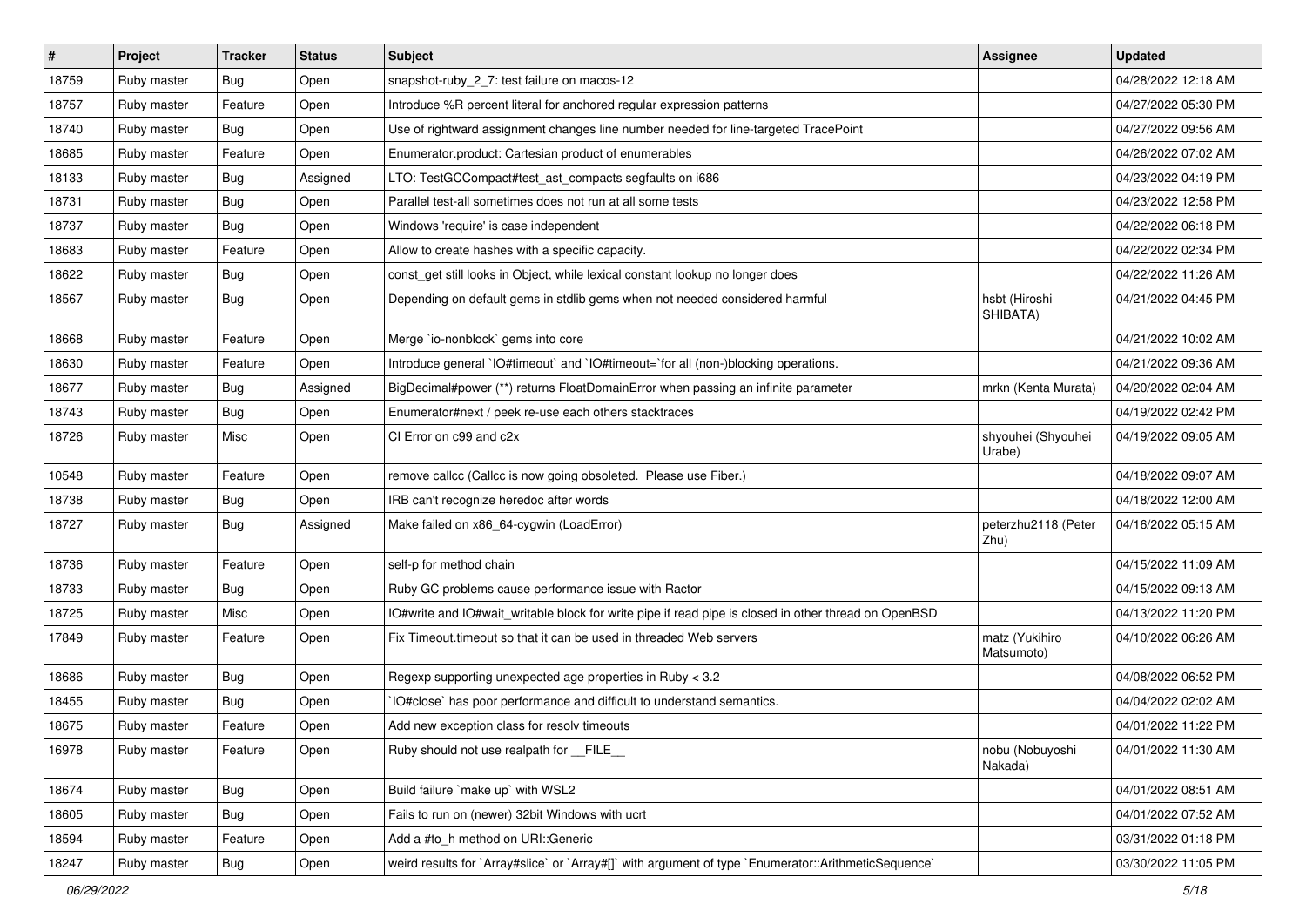| # | Project | Tracker | Status | Subject | Assignee | Updated |
|---|---|---|---|---|---|---|
| 18759 | Ruby master | Bug | Open | snapshot-ruby_2_7: test failure on macos-12 | | 04/28/2022 12:18 AM |
| 18757 | Ruby master | Feature | Open | Introduce %R percent literal for anchored regular expression patterns | | 04/27/2022 05:30 PM |
| 18740 | Ruby master | Bug | Open | Use of rightward assignment changes line number needed for line-targeted TracePoint | | 04/27/2022 09:56 AM |
| 18685 | Ruby master | Feature | Open | Enumerator.product: Cartesian product of enumerables | | 04/26/2022 07:02 AM |
| 18133 | Ruby master | Bug | Assigned | LTO: TestGCCompact#test_ast_compacts segfaults on i686 | | 04/23/2022 04:19 PM |
| 18731 | Ruby master | Bug | Open | Parallel test-all sometimes does not run at all some tests | | 04/23/2022 12:58 PM |
| 18737 | Ruby master | Bug | Open | Windows 'require' is case independent | | 04/22/2022 06:18 PM |
| 18683 | Ruby master | Feature | Open | Allow to create hashes with a specific capacity. | | 04/22/2022 02:34 PM |
| 18622 | Ruby master | Bug | Open | const_get still looks in Object, while lexical constant lookup no longer does | | 04/22/2022 11:26 AM |
| 18567 | Ruby master | Bug | Open | Depending on default gems in stdlib gems when not needed considered harmful | hsbt (Hiroshi SHIBATA) | 04/21/2022 04:45 PM |
| 18668 | Ruby master | Feature | Open | Merge `io-nonblock` gems into core | | 04/21/2022 10:02 AM |
| 18630 | Ruby master | Feature | Open | Introduce general `IO#timeout` and `IO#timeout=`for all (non-)blocking operations. | | 04/21/2022 09:36 AM |
| 18677 | Ruby master | Bug | Assigned | BigDecimal#power (**) returns FloatDomainError when passing an infinite parameter | mrkn (Kenta Murata) | 04/20/2022 02:04 AM |
| 18743 | Ruby master | Bug | Open | Enumerator#next / peek re-use each others stacktraces | | 04/19/2022 02:42 PM |
| 18726 | Ruby master | Misc | Open | CI Error on c99 and c2x | shyouhei (Shyouhei Urabe) | 04/19/2022 09:05 AM |
| 10548 | Ruby master | Feature | Open | remove callcc (Callcc is now going obsoleted. Please use Fiber.) | | 04/18/2022 09:07 AM |
| 18738 | Ruby master | Bug | Open | IRB can't recognize heredoc after words | | 04/18/2022 12:00 AM |
| 18727 | Ruby master | Bug | Assigned | Make failed on x86_64-cygwin (LoadError) | peterzhu2118 (Peter Zhu) | 04/16/2022 05:15 AM |
| 18736 | Ruby master | Feature | Open | self-p for method chain | | 04/15/2022 11:09 AM |
| 18733 | Ruby master | Bug | Open | Ruby GC problems cause performance issue with Ractor | | 04/15/2022 09:13 AM |
| 18725 | Ruby master | Misc | Open | IO#write and IO#wait_writable block for write pipe if read pipe is closed in other thread on OpenBSD | | 04/13/2022 11:20 PM |
| 17849 | Ruby master | Feature | Open | Fix Timeout.timeout so that it can be used in threaded Web servers | matz (Yukihiro Matsumoto) | 04/10/2022 06:26 AM |
| 18686 | Ruby master | Bug | Open | Regexp supporting unexpected age properties in Ruby < 3.2 | | 04/08/2022 06:52 PM |
| 18455 | Ruby master | Bug | Open | `IO#close` has poor performance and difficult to understand semantics. | | 04/04/2022 02:02 AM |
| 18675 | Ruby master | Feature | Open | Add new exception class for resolv timeouts | | 04/01/2022 11:22 PM |
| 16978 | Ruby master | Feature | Open | Ruby should not use realpath for __FILE__ | nobu (Nobuyoshi Nakada) | 04/01/2022 11:30 AM |
| 18674 | Ruby master | Bug | Open | Build failure `make up` with WSL2 | | 04/01/2022 08:51 AM |
| 18605 | Ruby master | Bug | Open | Fails to run on (newer) 32bit Windows with ucrt | | 04/01/2022 07:52 AM |
| 18594 | Ruby master | Feature | Open | Add a #to_h method on URI::Generic | | 03/31/2022 01:18 PM |
| 18247 | Ruby master | Bug | Open | weird results for `Array#slice` or `Array#[]` with argument of type `Enumerator::ArithmeticSequence` | | 03/30/2022 11:05 PM |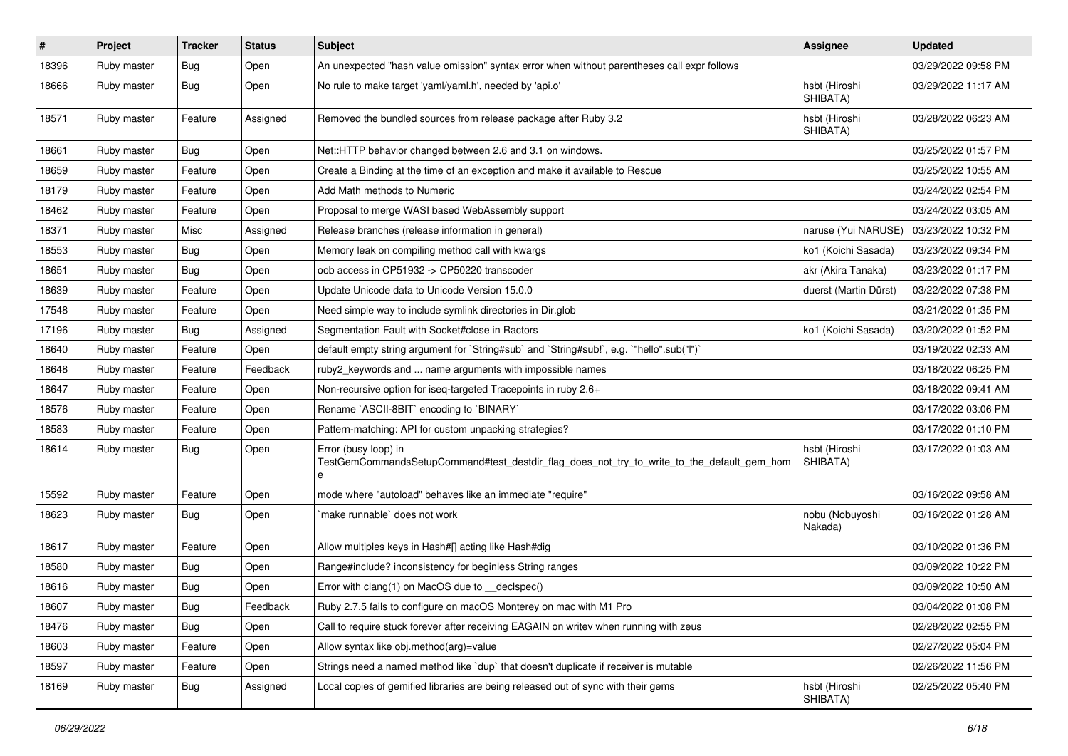| # | Project | Tracker | Status | Subject | Assignee | Updated |
|---|---|---|---|---|---|---|
| 18396 | Ruby master | Bug | Open | An unexpected "hash value omission" syntax error when without parentheses call expr follows | | 03/29/2022 09:58 PM |
| 18666 | Ruby master | Bug | Open | No rule to make target 'yaml/yaml.h', needed by 'api.o' | hsbt (Hiroshi SHIBATA) | 03/29/2022 11:17 AM |
| 18571 | Ruby master | Feature | Assigned | Removed the bundled sources from release package after Ruby 3.2 | hsbt (Hiroshi SHIBATA) | 03/28/2022 06:23 AM |
| 18661 | Ruby master | Bug | Open | Net::HTTP behavior changed between 2.6 and 3.1 on windows. | | 03/25/2022 01:57 PM |
| 18659 | Ruby master | Feature | Open | Create a Binding at the time of an exception and make it available to Rescue | | 03/25/2022 10:55 AM |
| 18179 | Ruby master | Feature | Open | Add Math methods to Numeric | | 03/24/2022 02:54 PM |
| 18462 | Ruby master | Feature | Open | Proposal to merge WASI based WebAssembly support | | 03/24/2022 03:05 AM |
| 18371 | Ruby master | Misc | Assigned | Release branches (release information in general) | naruse (Yui NARUSE) | 03/23/2022 10:32 PM |
| 18553 | Ruby master | Bug | Open | Memory leak on compiling method call with kwargs | ko1 (Koichi Sasada) | 03/23/2022 09:34 PM |
| 18651 | Ruby master | Bug | Open | oob access in CP51932 -> CP50220 transcoder | akr (Akira Tanaka) | 03/23/2022 01:17 PM |
| 18639 | Ruby master | Feature | Open | Update Unicode data to Unicode Version 15.0.0 | duerst (Martin Dürst) | 03/22/2022 07:38 PM |
| 17548 | Ruby master | Feature | Open | Need simple way to include symlink directories in Dir.glob | | 03/21/2022 01:35 PM |
| 17196 | Ruby master | Bug | Assigned | Segmentation Fault with Socket#close in Ractors | ko1 (Koichi Sasada) | 03/20/2022 01:52 PM |
| 18640 | Ruby master | Feature | Open | default empty string argument for `String#sub` and `String#sub!`, e.g. `"hello".sub("l")` | | 03/19/2022 02:33 AM |
| 18648 | Ruby master | Feature | Feedback | ruby2_keywords and ... name arguments with impossible names | | 03/18/2022 06:25 PM |
| 18647 | Ruby master | Feature | Open | Non-recursive option for iseq-targeted Tracepoints in ruby 2.6+ | | 03/18/2022 09:41 AM |
| 18576 | Ruby master | Feature | Open | Rename `ASCII-8BIT` encoding to `BINARY` | | 03/17/2022 03:06 PM |
| 18583 | Ruby master | Feature | Open | Pattern-matching: API for custom unpacking strategies? | | 03/17/2022 01:10 PM |
| 18614 | Ruby master | Bug | Open | Error (busy loop) in TestGemCommandsSetupCommand#test_destdir_flag_does_not_try_to_write_to_the_default_gem_home | hsbt (Hiroshi SHIBATA) | 03/17/2022 01:03 AM |
| 15592 | Ruby master | Feature | Open | mode where "autoload" behaves like an immediate "require" | | 03/16/2022 09:58 AM |
| 18623 | Ruby master | Bug | Open | `make runnable` does not work | nobu (Nobuyoshi Nakada) | 03/16/2022 01:28 AM |
| 18617 | Ruby master | Feature | Open | Allow multiples keys in Hash#[] acting like Hash#dig | | 03/10/2022 01:36 PM |
| 18580 | Ruby master | Bug | Open | Range#include? inconsistency for beginless String ranges | | 03/09/2022 10:22 PM |
| 18616 | Ruby master | Bug | Open | Error with clang(1) on MacOS due to __declspec() | | 03/09/2022 10:50 AM |
| 18607 | Ruby master | Bug | Feedback | Ruby 2.7.5 fails to configure on macOS Monterey on mac with M1 Pro | | 03/04/2022 01:08 PM |
| 18476 | Ruby master | Bug | Open | Call to require stuck forever after receiving EAGAIN on writev when running with zeus | | 02/28/2022 02:55 PM |
| 18603 | Ruby master | Feature | Open | Allow syntax like obj.method(arg)=value | | 02/27/2022 05:04 PM |
| 18597 | Ruby master | Feature | Open | Strings need a named method like `dup` that doesn't duplicate if receiver is mutable | | 02/26/2022 11:56 PM |
| 18169 | Ruby master | Bug | Assigned | Local copies of gemified libraries are being released out of sync with their gems | hsbt (Hiroshi SHIBATA) | 02/25/2022 05:40 PM |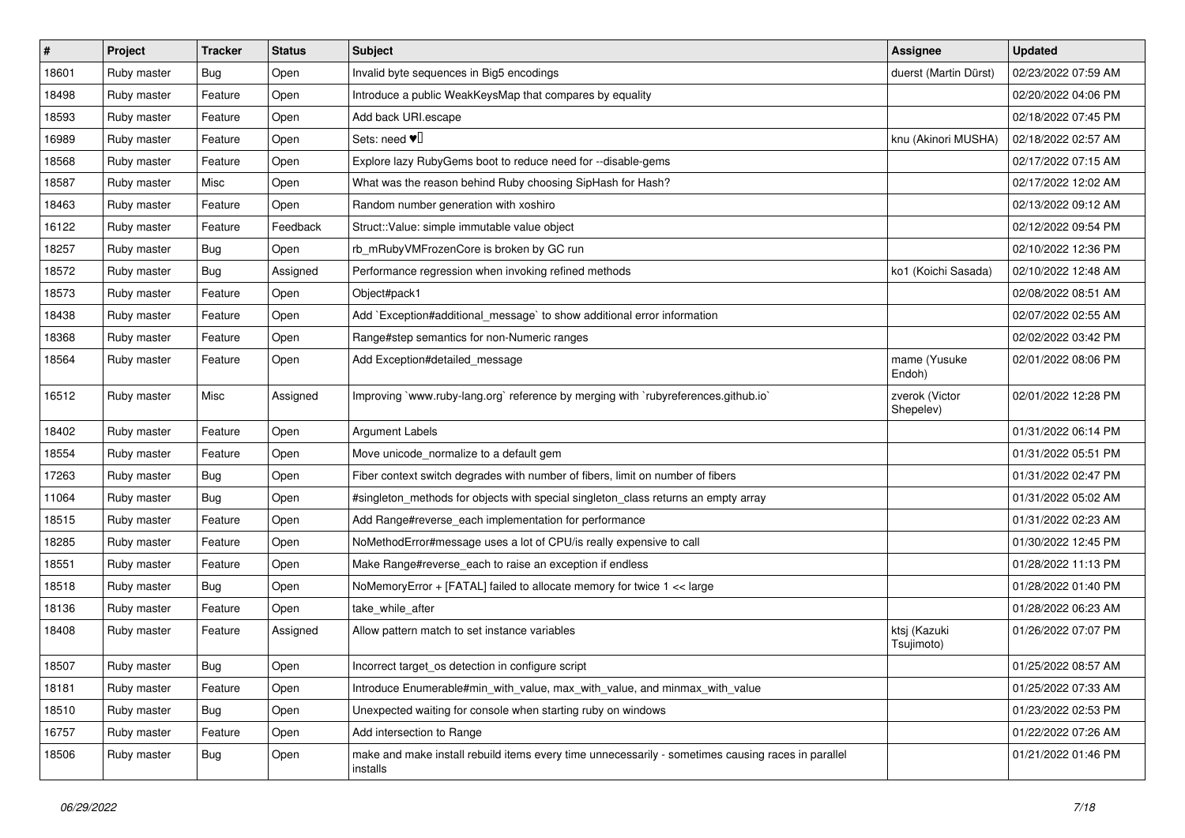| # | Project | Tracker | Status | Subject | Assignee | Updated |
| --- | --- | --- | --- | --- | --- | --- |
| 18601 | Ruby master | Bug | Open | Invalid byte sequences in Big5 encodings | duerst (Martin Dürst) | 02/23/2022 07:59 AM |
| 18498 | Ruby master | Feature | Open | Introduce a public WeakKeysMap that compares by equality | | 02/20/2022 04:06 PM |
| 18593 | Ruby master | Feature | Open | Add back URI.escape | | 02/18/2022 07:45 PM |
| 16989 | Ruby master | Feature | Open | Sets: need ♥️ | knu (Akinori MUSHA) | 02/18/2022 02:57 AM |
| 18568 | Ruby master | Feature | Open | Explore lazy RubyGems boot to reduce need for --disable-gems | | 02/17/2022 07:15 AM |
| 18587 | Ruby master | Misc | Open | What was the reason behind Ruby choosing SipHash for Hash? | | 02/17/2022 12:02 AM |
| 18463 | Ruby master | Feature | Open | Random number generation with xoshiro | | 02/13/2022 09:12 AM |
| 16122 | Ruby master | Feature | Feedback | Struct::Value: simple immutable value object | | 02/12/2022 09:54 PM |
| 18257 | Ruby master | Bug | Open | rb_mRubyVMFrozenCore is broken by GC run | | 02/10/2022 12:36 PM |
| 18572 | Ruby master | Bug | Assigned | Performance regression when invoking refined methods | ko1 (Koichi Sasada) | 02/10/2022 12:48 AM |
| 18573 | Ruby master | Feature | Open | Object#pack1 | | 02/08/2022 08:51 AM |
| 18438 | Ruby master | Feature | Open | Add `Exception#additional_message` to show additional error information | | 02/07/2022 02:55 AM |
| 18368 | Ruby master | Feature | Open | Range#step semantics for non-Numeric ranges | | 02/02/2022 03:42 PM |
| 18564 | Ruby master | Feature | Open | Add Exception#detailed_message | mame (Yusuke Endoh) | 02/01/2022 08:06 PM |
| 16512 | Ruby master | Misc | Assigned | Improving `www.ruby-lang.org` reference by merging with `rubyreferences.github.io` | zverok (Victor Shepelev) | 02/01/2022 12:28 PM |
| 18402 | Ruby master | Feature | Open | Argument Labels | | 01/31/2022 06:14 PM |
| 18554 | Ruby master | Feature | Open | Move unicode_normalize to a default gem | | 01/31/2022 05:51 PM |
| 17263 | Ruby master | Bug | Open | Fiber context switch degrades with number of fibers, limit on number of fibers | | 01/31/2022 02:47 PM |
| 11064 | Ruby master | Bug | Open | #singleton_methods for objects with special singleton_class returns an empty array | | 01/31/2022 05:02 AM |
| 18515 | Ruby master | Feature | Open | Add Range#reverse_each implementation for performance | | 01/31/2022 02:23 AM |
| 18285 | Ruby master | Feature | Open | NoMethodError#message uses a lot of CPU/is really expensive to call | | 01/30/2022 12:45 PM |
| 18551 | Ruby master | Feature | Open | Make Range#reverse_each to raise an exception if endless | | 01/28/2022 11:13 PM |
| 18518 | Ruby master | Bug | Open | NoMemoryError + [FATAL] failed to allocate memory for twice 1 << large | | 01/28/2022 01:40 PM |
| 18136 | Ruby master | Feature | Open | take_while_after | | 01/28/2022 06:23 AM |
| 18408 | Ruby master | Feature | Assigned | Allow pattern match to set instance variables | ktsj (Kazuki Tsujimoto) | 01/26/2022 07:07 PM |
| 18507 | Ruby master | Bug | Open | Incorrect target_os detection in configure script | | 01/25/2022 08:57 AM |
| 18181 | Ruby master | Feature | Open | Introduce Enumerable#min_with_value, max_with_value, and minmax_with_value | | 01/25/2022 07:33 AM |
| 18510 | Ruby master | Bug | Open | Unexpected waiting for console when starting ruby on windows | | 01/23/2022 02:53 PM |
| 16757 | Ruby master | Feature | Open | Add intersection to Range | | 01/22/2022 07:26 AM |
| 18506 | Ruby master | Bug | Open | make and make install rebuild items every time unnecessarily - sometimes causing races in parallel installs | | 01/21/2022 01:46 PM |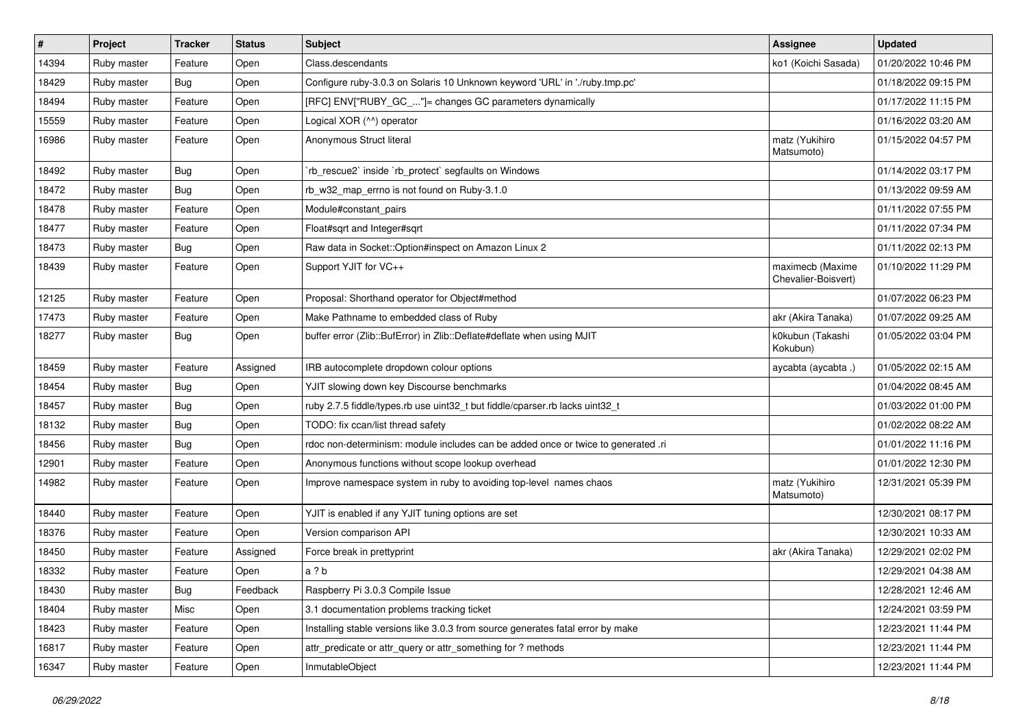| # | Project | Tracker | Status | Subject | Assignee | Updated |
|---|---|---|---|---|---|---|
| 14394 | Ruby master | Feature | Open | Class.descendants | ko1 (Koichi Sasada) | 01/20/2022 10:46 PM |
| 18429 | Ruby master | Bug | Open | Configure ruby-3.0.3 on Solaris 10 Unknown keyword 'URL' in './ruby.tmp.pc' | | 01/18/2022 09:15 PM |
| 18494 | Ruby master | Feature | Open | [RFC] ENV["RUBY_GC_..."]= changes GC parameters dynamically | | 01/17/2022 11:15 PM |
| 15559 | Ruby master | Feature | Open | Logical XOR (^^) operator | | 01/16/2022 03:20 AM |
| 16986 | Ruby master | Feature | Open | Anonymous Struct literal | matz (Yukihiro Matsumoto) | 01/15/2022 04:57 PM |
| 18492 | Ruby master | Bug | Open | `rb_rescue2` inside `rb_protect` segfaults on Windows | | 01/14/2022 03:17 PM |
| 18472 | Ruby master | Bug | Open | rb_w32_map_errno is not found on Ruby-3.1.0 | | 01/13/2022 09:59 AM |
| 18478 | Ruby master | Feature | Open | Module#constant_pairs | | 01/11/2022 07:55 PM |
| 18477 | Ruby master | Feature | Open | Float#sqrt and Integer#sqrt | | 01/11/2022 07:34 PM |
| 18473 | Ruby master | Bug | Open | Raw data in Socket::Option#inspect on Amazon Linux 2 | | 01/11/2022 02:13 PM |
| 18439 | Ruby master | Feature | Open | Support YJIT for VC++ | maximecb (Maxime Chevalier-Boisvert) | 01/10/2022 11:29 PM |
| 12125 | Ruby master | Feature | Open | Proposal: Shorthand operator for Object#method | | 01/07/2022 06:23 PM |
| 17473 | Ruby master | Feature | Open | Make Pathname to embedded class of Ruby | akr (Akira Tanaka) | 01/07/2022 09:25 AM |
| 18277 | Ruby master | Bug | Open | buffer error (Zlib::BufError) in Zlib::Deflate#deflate when using MJIT | k0kubun (Takashi Kokubun) | 01/05/2022 03:04 PM |
| 18459 | Ruby master | Feature | Assigned | IRB autocomplete dropdown colour options | aycabta (aycabta .) | 01/05/2022 02:15 AM |
| 18454 | Ruby master | Bug | Open | YJIT slowing down key Discourse benchmarks | | 01/04/2022 08:45 AM |
| 18457 | Ruby master | Bug | Open | ruby 2.7.5 fiddle/types.rb use uint32_t but fiddle/cparser.rb lacks uint32_t | | 01/03/2022 01:00 PM |
| 18132 | Ruby master | Bug | Open | TODO: fix ccan/list thread safety | | 01/02/2022 08:22 AM |
| 18456 | Ruby master | Bug | Open | rdoc non-determinism: module includes can be added once or twice to generated .ri | | 01/01/2022 11:16 PM |
| 12901 | Ruby master | Feature | Open | Anonymous functions without scope lookup overhead | | 01/01/2022 12:30 PM |
| 14982 | Ruby master | Feature | Open | Improve namespace system in ruby to avoiding top-level names chaos | matz (Yukihiro Matsumoto) | 12/31/2021 05:39 PM |
| 18440 | Ruby master | Feature | Open | YJIT is enabled if any YJIT tuning options are set | | 12/30/2021 08:17 PM |
| 18376 | Ruby master | Feature | Open | Version comparison API | | 12/30/2021 10:33 AM |
| 18450 | Ruby master | Feature | Assigned | Force break in prettyprint | akr (Akira Tanaka) | 12/29/2021 02:02 PM |
| 18332 | Ruby master | Feature | Open | a ? b | | 12/29/2021 04:38 AM |
| 18430 | Ruby master | Bug | Feedback | Raspberry Pi 3.0.3 Compile Issue | | 12/28/2021 12:46 AM |
| 18404 | Ruby master | Misc | Open | 3.1 documentation problems tracking ticket | | 12/24/2021 03:59 PM |
| 18423 | Ruby master | Feature | Open | Installing stable versions like 3.0.3 from source generates fatal error by make | | 12/23/2021 11:44 PM |
| 16817 | Ruby master | Feature | Open | attr_predicate or attr_query or attr_something for ? methods | | 12/23/2021 11:44 PM |
| 16347 | Ruby master | Feature | Open | InmutableObject | | 12/23/2021 11:44 PM |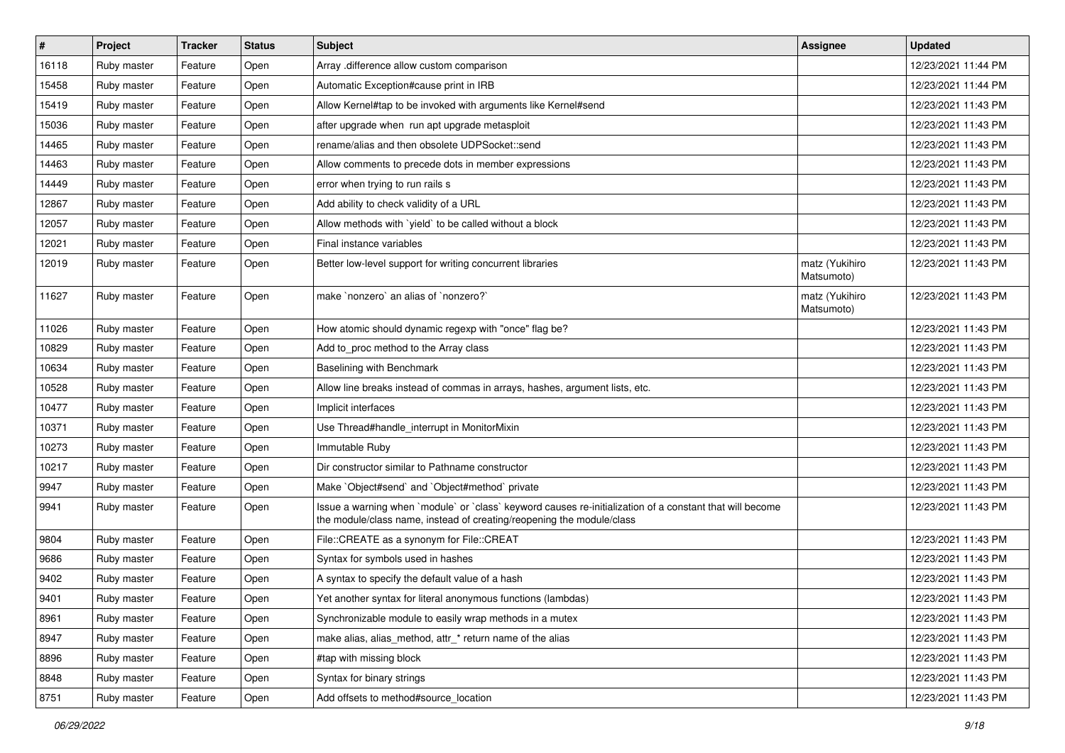| # | Project | Tracker | Status | Subject | Assignee | Updated |
|---|---|---|---|---|---|---|
| 16118 | Ruby master | Feature | Open | Array .difference allow custom comparison | | 12/23/2021 11:44 PM |
| 15458 | Ruby master | Feature | Open | Automatic Exception#cause print in IRB | | 12/23/2021 11:44 PM |
| 15419 | Ruby master | Feature | Open | Allow Kernel#tap to be invoked with arguments like Kernel#send | | 12/23/2021 11:43 PM |
| 15036 | Ruby master | Feature | Open | after upgrade when run apt upgrade metasploit | | 12/23/2021 11:43 PM |
| 14465 | Ruby master | Feature | Open | rename/alias and then obsolete UDPSocket::send | | 12/23/2021 11:43 PM |
| 14463 | Ruby master | Feature | Open | Allow comments to precede dots in member expressions | | 12/23/2021 11:43 PM |
| 14449 | Ruby master | Feature | Open | error when trying to run rails s | | 12/23/2021 11:43 PM |
| 12867 | Ruby master | Feature | Open | Add ability to check validity of a URL | | 12/23/2021 11:43 PM |
| 12057 | Ruby master | Feature | Open | Allow methods with `yield` to be called without a block | | 12/23/2021 11:43 PM |
| 12021 | Ruby master | Feature | Open | Final instance variables | | 12/23/2021 11:43 PM |
| 12019 | Ruby master | Feature | Open | Better low-level support for writing concurrent libraries | matz (Yukihiro Matsumoto) | 12/23/2021 11:43 PM |
| 11627 | Ruby master | Feature | Open | make `nonzero` an alias of `nonzero?` | matz (Yukihiro Matsumoto) | 12/23/2021 11:43 PM |
| 11026 | Ruby master | Feature | Open | How atomic should dynamic regexp with "once" flag be? | | 12/23/2021 11:43 PM |
| 10829 | Ruby master | Feature | Open | Add to_proc method to the Array class | | 12/23/2021 11:43 PM |
| 10634 | Ruby master | Feature | Open | Baselining with Benchmark | | 12/23/2021 11:43 PM |
| 10528 | Ruby master | Feature | Open | Allow line breaks instead of commas in arrays, hashes, argument lists, etc. | | 12/23/2021 11:43 PM |
| 10477 | Ruby master | Feature | Open | Implicit interfaces | | 12/23/2021 11:43 PM |
| 10371 | Ruby master | Feature | Open | Use Thread#handle_interrupt in MonitorMixin | | 12/23/2021 11:43 PM |
| 10273 | Ruby master | Feature | Open | Immutable Ruby | | 12/23/2021 11:43 PM |
| 10217 | Ruby master | Feature | Open | Dir constructor similar to Pathname constructor | | 12/23/2021 11:43 PM |
| 9947 | Ruby master | Feature | Open | Make `Object#send` and `Object#method` private | | 12/23/2021 11:43 PM |
| 9941 | Ruby master | Feature | Open | Issue a warning when `module` or `class` keyword causes re-initialization of a constant that will become the module/class name, instead of creating/reopening the module/class | | 12/23/2021 11:43 PM |
| 9804 | Ruby master | Feature | Open | File::CREATE as a synonym for File::CREAT | | 12/23/2021 11:43 PM |
| 9686 | Ruby master | Feature | Open | Syntax for symbols used in hashes | | 12/23/2021 11:43 PM |
| 9402 | Ruby master | Feature | Open | A syntax to specify the default value of a hash | | 12/23/2021 11:43 PM |
| 9401 | Ruby master | Feature | Open | Yet another syntax for literal anonymous functions (lambdas) | | 12/23/2021 11:43 PM |
| 8961 | Ruby master | Feature | Open | Synchronizable module to easily wrap methods in a mutex | | 12/23/2021 11:43 PM |
| 8947 | Ruby master | Feature | Open | make alias, alias_method, attr_* return name of the alias | | 12/23/2021 11:43 PM |
| 8896 | Ruby master | Feature | Open | #tap with missing block | | 12/23/2021 11:43 PM |
| 8848 | Ruby master | Feature | Open | Syntax for binary strings | | 12/23/2021 11:43 PM |
| 8751 | Ruby master | Feature | Open | Add offsets to method#source_location | | 12/23/2021 11:43 PM |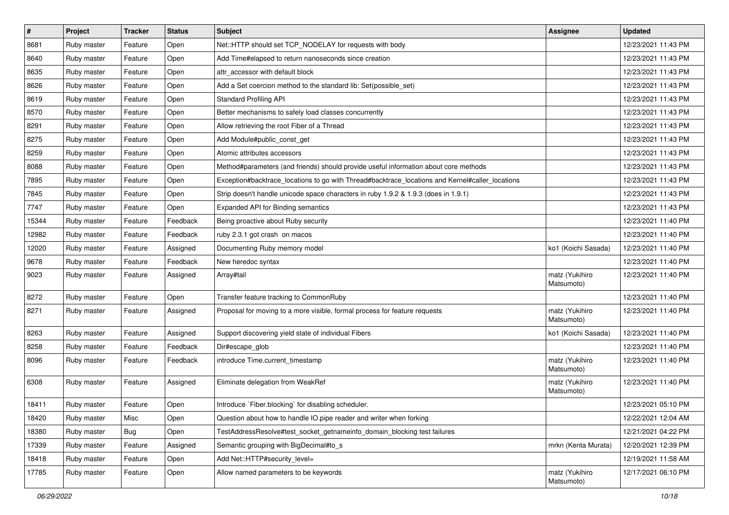| # | Project | Tracker | Status | Subject | Assignee | Updated |
|---|---|---|---|---|---|---|
| 8681 | Ruby master | Feature | Open | Net::HTTP should set TCP_NODELAY for requests with body | | 12/23/2021 11:43 PM |
| 8640 | Ruby master | Feature | Open | Add Time#elapsed to return nanoseconds since creation | | 12/23/2021 11:43 PM |
| 8635 | Ruby master | Feature | Open | attr_accessor with default block | | 12/23/2021 11:43 PM |
| 8626 | Ruby master | Feature | Open | Add a Set coercion method to the standard lib: Set(possible_set) | | 12/23/2021 11:43 PM |
| 8619 | Ruby master | Feature | Open | Standard Profiling API | | 12/23/2021 11:43 PM |
| 8570 | Ruby master | Feature | Open | Better mechanisms to safely load classes concurrently | | 12/23/2021 11:43 PM |
| 8291 | Ruby master | Feature | Open | Allow retrieving the root Fiber of a Thread | | 12/23/2021 11:43 PM |
| 8275 | Ruby master | Feature | Open | Add Module#public_const_get | | 12/23/2021 11:43 PM |
| 8259 | Ruby master | Feature | Open | Atomic attributes accessors | | 12/23/2021 11:43 PM |
| 8088 | Ruby master | Feature | Open | Method#parameters (and friends) should provide useful information about core methods | | 12/23/2021 11:43 PM |
| 7895 | Ruby master | Feature | Open | Exception#backtrace_locations to go with Thread#backtrace_locations and Kernel#caller_locations | | 12/23/2021 11:43 PM |
| 7845 | Ruby master | Feature | Open | Strip doesn't handle unicode space characters in ruby 1.9.2 & 1.9.3 (does in 1.9.1) | | 12/23/2021 11:43 PM |
| 7747 | Ruby master | Feature | Open | Expanded API for Binding semantics | | 12/23/2021 11:43 PM |
| 15344 | Ruby master | Feature | Feedback | Being proactive about Ruby security | | 12/23/2021 11:40 PM |
| 12982 | Ruby master | Feature | Feedback | ruby 2.3.1 got crash on macos | | 12/23/2021 11:40 PM |
| 12020 | Ruby master | Feature | Assigned | Documenting Ruby memory model | ko1 (Koichi Sasada) | 12/23/2021 11:40 PM |
| 9678 | Ruby master | Feature | Feedback | New heredoc syntax | | 12/23/2021 11:40 PM |
| 9023 | Ruby master | Feature | Assigned | Array#tail | matz (Yukihiro Matsumoto) | 12/23/2021 11:40 PM |
| 8272 | Ruby master | Feature | Open | Transfer feature tracking to CommonRuby | | 12/23/2021 11:40 PM |
| 8271 | Ruby master | Feature | Assigned | Proposal for moving to a more visible, formal process for feature requests | matz (Yukihiro Matsumoto) | 12/23/2021 11:40 PM |
| 8263 | Ruby master | Feature | Assigned | Support discovering yield state of individual Fibers | ko1 (Koichi Sasada) | 12/23/2021 11:40 PM |
| 8258 | Ruby master | Feature | Feedback | Dir#escape_glob | | 12/23/2021 11:40 PM |
| 8096 | Ruby master | Feature | Feedback | introduce Time.current_timestamp | matz (Yukihiro Matsumoto) | 12/23/2021 11:40 PM |
| 6308 | Ruby master | Feature | Assigned | Eliminate delegation from WeakRef | matz (Yukihiro Matsumoto) | 12/23/2021 11:40 PM |
| 18411 | Ruby master | Feature | Open | Introduce `Fiber.blocking` for disabling scheduler. | | 12/23/2021 05:10 PM |
| 18420 | Ruby master | Misc | Open | Question about how to handle IO.pipe reader and writer when forking | | 12/22/2021 12:04 AM |
| 18380 | Ruby master | Bug | Open | TestAddressResolve#test_socket_getnameinfo_domain_blocking test failures | | 12/21/2021 04:22 PM |
| 17339 | Ruby master | Feature | Assigned | Semantic grouping with BigDecimal#to_s | mrkn (Kenta Murata) | 12/20/2021 12:39 PM |
| 18418 | Ruby master | Feature | Open | Add Net::HTTP#security_level= | | 12/19/2021 11:58 AM |
| 17785 | Ruby master | Feature | Open | Allow named parameters to be keywords | matz (Yukihiro Matsumoto) | 12/17/2021 06:10 PM |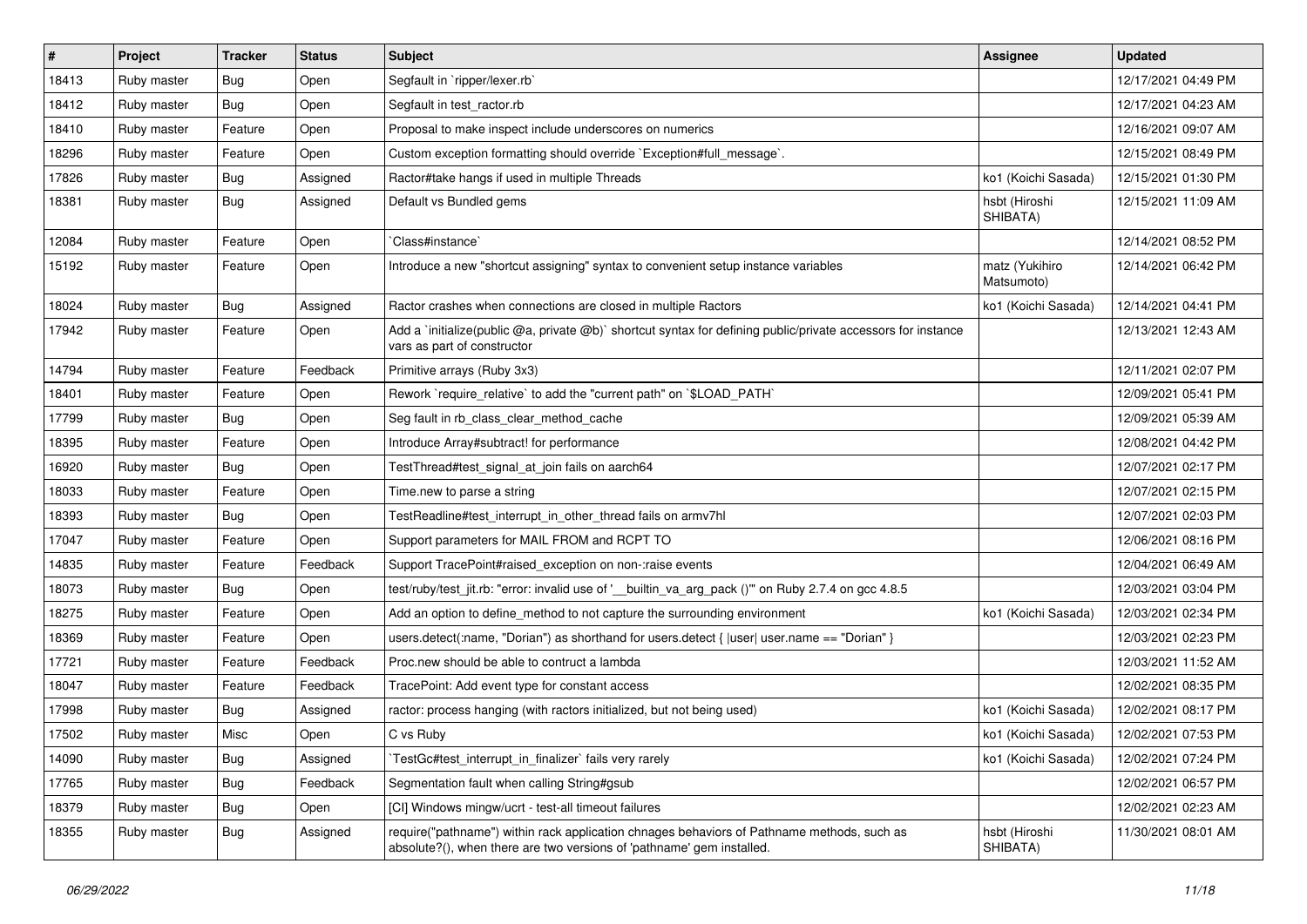| # | Project | Tracker | Status | Subject | Assignee | Updated |
|---|---|---|---|---|---|---|
| 18413 | Ruby master | Bug | Open | Segfault in `ripper/lexer.rb` | | 12/17/2021 04:49 PM |
| 18412 | Ruby master | Bug | Open | Segfault in test_ractor.rb | | 12/17/2021 04:23 AM |
| 18410 | Ruby master | Feature | Open | Proposal to make inspect include underscores on numerics | | 12/16/2021 09:07 AM |
| 18296 | Ruby master | Feature | Open | Custom exception formatting should override `Exception#full_message`. | | 12/15/2021 08:49 PM |
| 17826 | Ruby master | Bug | Assigned | Ractor#take hangs if used in multiple Threads | ko1 (Koichi Sasada) | 12/15/2021 01:30 PM |
| 18381 | Ruby master | Bug | Assigned | Default vs Bundled gems | hsbt (Hiroshi SHIBATA) | 12/15/2021 11:09 AM |
| 12084 | Ruby master | Feature | Open | `Class#instance` | | 12/14/2021 08:52 PM |
| 15192 | Ruby master | Feature | Open | Introduce a new "shortcut assigning" syntax to convenient setup instance variables | matz (Yukihiro Matsumoto) | 12/14/2021 06:42 PM |
| 18024 | Ruby master | Bug | Assigned | Ractor crashes when connections are closed in multiple Ractors | ko1 (Koichi Sasada) | 12/14/2021 04:41 PM |
| 17942 | Ruby master | Feature | Open | Add a `initialize(public @a, private @b)` shortcut syntax for defining public/private accessors for instance vars as part of constructor | | 12/13/2021 12:43 AM |
| 14794 | Ruby master | Feature | Feedback | Primitive arrays (Ruby 3x3) | | 12/11/2021 02:07 PM |
| 18401 | Ruby master | Feature | Open | Rework `require_relative` to add the "current path" on `$LOAD_PATH` | | 12/09/2021 05:41 PM |
| 17799 | Ruby master | Bug | Open | Seg fault in rb_class_clear_method_cache | | 12/09/2021 05:39 AM |
| 18395 | Ruby master | Feature | Open | Introduce Array#subtract! for performance | | 12/08/2021 04:42 PM |
| 16920 | Ruby master | Bug | Open | TestThread#test_signal_at_join fails on aarch64 | | 12/07/2021 02:17 PM |
| 18033 | Ruby master | Feature | Open | Time.new to parse a string | | 12/07/2021 02:15 PM |
| 18393 | Ruby master | Bug | Open | TestReadline#test_interrupt_in_other_thread fails on armv7hl | | 12/07/2021 02:03 PM |
| 17047 | Ruby master | Feature | Open | Support parameters for MAIL FROM and RCPT TO | | 12/06/2021 08:16 PM |
| 14835 | Ruby master | Feature | Feedback | Support TracePoint#raised_exception on non-:raise events | | 12/04/2021 06:49 AM |
| 18073 | Ruby master | Bug | Open | test/ruby/test_jit.rb: "error: invalid use of '__builtin_va_arg_pack ()'" on Ruby 2.7.4 on gcc 4.8.5 | | 12/03/2021 03:04 PM |
| 18275 | Ruby master | Feature | Open | Add an option to define_method to not capture the surrounding environment | ko1 (Koichi Sasada) | 12/03/2021 02:34 PM |
| 18369 | Ruby master | Feature | Open | users.detect(:name, "Dorian") as shorthand for users.detect { \|user\| user.name == "Dorian" } | | 12/03/2021 02:23 PM |
| 17721 | Ruby master | Feature | Feedback | Proc.new should be able to contruct a lambda | | 12/03/2021 11:52 AM |
| 18047 | Ruby master | Feature | Feedback | TracePoint: Add event type for constant access | | 12/02/2021 08:35 PM |
| 17998 | Ruby master | Bug | Assigned | ractor: process hanging (with ractors initialized, but not being used) | ko1 (Koichi Sasada) | 12/02/2021 08:17 PM |
| 17502 | Ruby master | Misc | Open | C vs Ruby | ko1 (Koichi Sasada) | 12/02/2021 07:53 PM |
| 14090 | Ruby master | Bug | Assigned | `TestGc#test_interrupt_in_finalizer` fails very rarely | ko1 (Koichi Sasada) | 12/02/2021 07:24 PM |
| 17765 | Ruby master | Bug | Feedback | Segmentation fault when calling String#gsub | | 12/02/2021 06:57 PM |
| 18379 | Ruby master | Bug | Open | [CI] Windows mingw/ucrt - test-all timeout failures | | 12/02/2021 02:23 AM |
| 18355 | Ruby master | Bug | Assigned | require("pathname") within rack application chnages behaviors of Pathname methods, such as absolute?(), when there are two versions of 'pathname' gem installed. | hsbt (Hiroshi SHIBATA) | 11/30/2021 08:01 AM |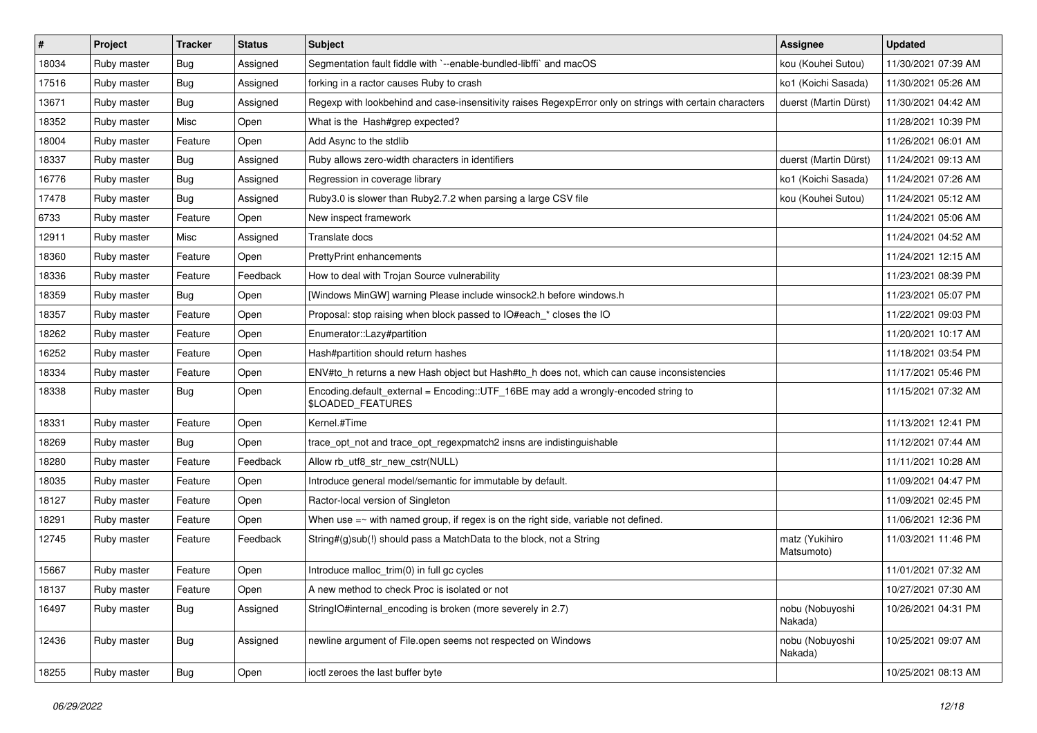| # | Project | Tracker | Status | Subject | Assignee | Updated |
|---|---|---|---|---|---|---|
| 18034 | Ruby master | Bug | Assigned | Segmentation fault fiddle with `--enable-bundled-libffi` and macOS | kou (Kouhei Sutou) | 11/30/2021 07:39 AM |
| 17516 | Ruby master | Bug | Assigned | forking in a ractor causes Ruby to crash | ko1 (Koichi Sasada) | 11/30/2021 05:26 AM |
| 13671 | Ruby master | Bug | Assigned | Regexp with lookbehind and case-insensitivity raises RegexpError only on strings with certain characters | duerst (Martin Dürst) | 11/30/2021 04:42 AM |
| 18352 | Ruby master | Misc | Open | What is the Hash#grep expected? | | 11/28/2021 10:39 PM |
| 18004 | Ruby master | Feature | Open | Add Async to the stdlib | | 11/26/2021 06:01 AM |
| 18337 | Ruby master | Bug | Assigned | Ruby allows zero-width characters in identifiers | duerst (Martin Dürst) | 11/24/2021 09:13 AM |
| 16776 | Ruby master | Bug | Assigned | Regression in coverage library | ko1 (Koichi Sasada) | 11/24/2021 07:26 AM |
| 17478 | Ruby master | Bug | Assigned | Ruby3.0 is slower than Ruby2.7.2 when parsing a large CSV file | kou (Kouhei Sutou) | 11/24/2021 05:12 AM |
| 6733 | Ruby master | Feature | Open | New inspect framework | | 11/24/2021 05:06 AM |
| 12911 | Ruby master | Misc | Assigned | Translate docs | | 11/24/2021 04:52 AM |
| 18360 | Ruby master | Feature | Open | PrettyPrint enhancements | | 11/24/2021 12:15 AM |
| 18336 | Ruby master | Feature | Feedback | How to deal with Trojan Source vulnerability | | 11/23/2021 08:39 PM |
| 18359 | Ruby master | Bug | Open | [Windows MinGW] warning Please include winsock2.h before windows.h | | 11/23/2021 05:07 PM |
| 18357 | Ruby master | Feature | Open | Proposal: stop raising when block passed to IO#each_* closes the IO | | 11/22/2021 09:03 PM |
| 18262 | Ruby master | Feature | Open | Enumerator::Lazy#partition | | 11/20/2021 10:17 AM |
| 16252 | Ruby master | Feature | Open | Hash#partition should return hashes | | 11/18/2021 03:54 PM |
| 18334 | Ruby master | Feature | Open | ENV#to_h returns a new Hash object but Hash#to_h does not, which can cause inconsistencies | | 11/17/2021 05:46 PM |
| 18338 | Ruby master | Bug | Open | Encoding.default_external = Encoding::UTF_16BE may add a wrongly-encoded string to $LOADED_FEATURES | | 11/15/2021 07:32 AM |
| 18331 | Ruby master | Feature | Open | Kernel.#Time | | 11/13/2021 12:41 PM |
| 18269 | Ruby master | Bug | Open | trace_opt_not and trace_opt_regexpmatch2 insns are indistinguishable | | 11/12/2021 07:44 AM |
| 18280 | Ruby master | Feature | Feedback | Allow rb_utf8_str_new_cstr(NULL) | | 11/11/2021 10:28 AM |
| 18035 | Ruby master | Feature | Open | Introduce general model/semantic for immutable by default. | | 11/09/2021 04:47 PM |
| 18127 | Ruby master | Feature | Open | Ractor-local version of Singleton | | 11/09/2021 02:45 PM |
| 18291 | Ruby master | Feature | Open | When use =~ with named group, if regex is on the right side, variable not defined. | | 11/06/2021 12:36 PM |
| 12745 | Ruby master | Feature | Feedback | String#(g)sub(!) should pass a MatchData to the block, not a String | matz (Yukihiro Matsumoto) | 11/03/2021 11:46 PM |
| 15667 | Ruby master | Feature | Open | Introduce malloc_trim(0) in full gc cycles | | 11/01/2021 07:32 AM |
| 18137 | Ruby master | Feature | Open | A new method to check Proc is isolated or not | | 10/27/2021 07:30 AM |
| 16497 | Ruby master | Bug | Assigned | StringIO#internal_encoding is broken (more severely in 2.7) | nobu (Nobuyoshi Nakada) | 10/26/2021 04:31 PM |
| 12436 | Ruby master | Bug | Assigned | newline argument of File.open seems not respected on Windows | nobu (Nobuyoshi Nakada) | 10/25/2021 09:07 AM |
| 18255 | Ruby master | Bug | Open | ioctl zeroes the last buffer byte | | 10/25/2021 08:13 AM |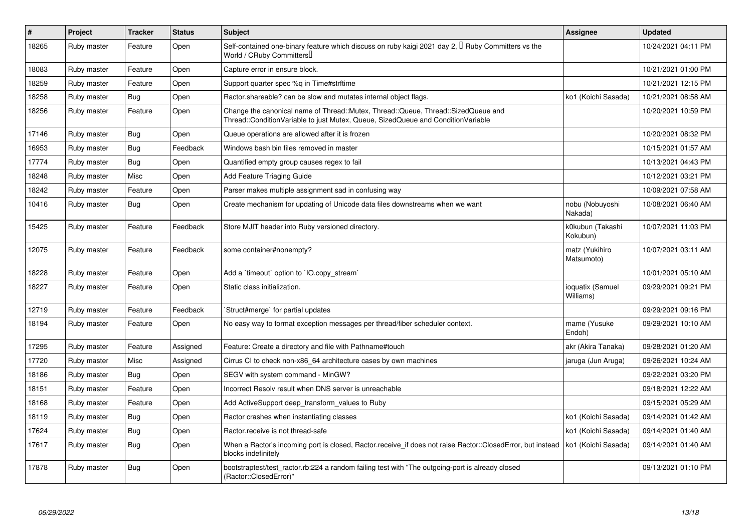| # | Project | Tracker | Status | Subject | Assignee | Updated |
|---|---|---|---|---|---|---|
| 18265 | Ruby master | Feature | Open | Self-contained one-binary feature which discuss on ruby kaigi 2021 day 2, 「Ruby Committers vs the World / CRuby Committers」 | | 10/24/2021 04:11 PM |
| 18083 | Ruby master | Feature | Open | Capture error in ensure block. | | 10/21/2021 01:00 PM |
| 18259 | Ruby master | Feature | Open | Support quarter spec %q in Time#strftime | | 10/21/2021 12:15 PM |
| 18258 | Ruby master | Bug | Open | Ractor.shareable? can be slow and mutates internal object flags. | ko1 (Koichi Sasada) | 10/21/2021 08:58 AM |
| 18256 | Ruby master | Feature | Open | Change the canonical name of Thread::Mutex, Thread::Queue, Thread::SizedQueue and Thread::ConditionVariable to just Mutex, Queue, SizedQueue and ConditionVariable | | 10/20/2021 10:59 PM |
| 17146 | Ruby master | Bug | Open | Queue operations are allowed after it is frozen | | 10/20/2021 08:32 PM |
| 16953 | Ruby master | Bug | Feedback | Windows bash bin files removed in master | | 10/15/2021 01:57 AM |
| 17774 | Ruby master | Bug | Open | Quantified empty group causes regex to fail | | 10/13/2021 04:43 PM |
| 18248 | Ruby master | Misc | Open | Add Feature Triaging Guide | | 10/12/2021 03:21 PM |
| 18242 | Ruby master | Feature | Open | Parser makes multiple assignment sad in confusing way | | 10/09/2021 07:58 AM |
| 10416 | Ruby master | Bug | Open | Create mechanism for updating of Unicode data files downstreams when we want | nobu (Nobuyoshi Nakada) | 10/08/2021 06:40 AM |
| 15425 | Ruby master | Feature | Feedback | Store MJIT header into Ruby versioned directory. | k0kubun (Takashi Kokubun) | 10/07/2021 11:03 PM |
| 12075 | Ruby master | Feature | Feedback | some container#nonempty? | matz (Yukihiro Matsumoto) | 10/07/2021 03:11 AM |
| 18228 | Ruby master | Feature | Open | Add a `timeout` option to `IO.copy_stream` | | 10/01/2021 05:10 AM |
| 18227 | Ruby master | Feature | Open | Static class initialization. | ioquatix (Samuel Williams) | 09/29/2021 09:21 PM |
| 12719 | Ruby master | Feature | Feedback | `Struct#merge` for partial updates | | 09/29/2021 09:16 PM |
| 18194 | Ruby master | Feature | Open | No easy way to format exception messages per thread/fiber scheduler context. | mame (Yusuke Endoh) | 09/29/2021 10:10 AM |
| 17295 | Ruby master | Feature | Assigned | Feature: Create a directory and file with Pathname#touch | akr (Akira Tanaka) | 09/28/2021 01:20 AM |
| 17720 | Ruby master | Misc | Assigned | Cirrus CI to check non-x86_64 architecture cases by own machines | jaruga (Jun Aruga) | 09/26/2021 10:24 AM |
| 18186 | Ruby master | Bug | Open | SEGV with system command - MinGW? | | 09/22/2021 03:20 PM |
| 18151 | Ruby master | Feature | Open | Incorrect Resolv result when DNS server is unreachable | | 09/18/2021 12:22 AM |
| 18168 | Ruby master | Feature | Open | Add ActiveSupport deep_transform_values to Ruby | | 09/15/2021 05:29 AM |
| 18119 | Ruby master | Bug | Open | Ractor crashes when instantiating classes | ko1 (Koichi Sasada) | 09/14/2021 01:42 AM |
| 17624 | Ruby master | Bug | Open | Ractor.receive is not thread-safe | ko1 (Koichi Sasada) | 09/14/2021 01:40 AM |
| 17617 | Ruby master | Bug | Open | When a Ractor's incoming port is closed, Ractor.receive_if does not raise Ractor::ClosedError, but instead blocks indefinitely | ko1 (Koichi Sasada) | 09/14/2021 01:40 AM |
| 17878 | Ruby master | Bug | Open | bootstraptest/test_ractor.rb:224 a random failing test with "The outgoing-port is already closed (Ractor::ClosedError)" | | 09/13/2021 01:10 PM |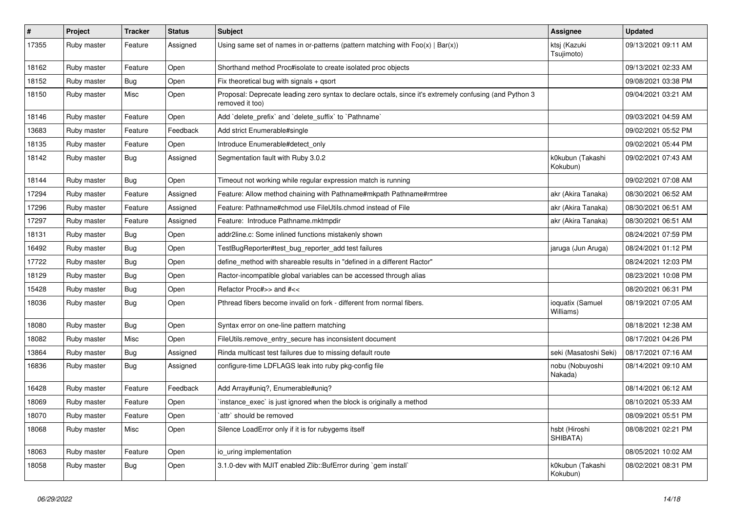| # | Project | Tracker | Status | Subject | Assignee | Updated |
|---|---|---|---|---|---|---|
| 17355 | Ruby master | Feature | Assigned | Using same set of names in or-patterns (pattern matching with Foo(x) \| Bar(x)) | ktsj (Kazuki Tsujimoto) | 09/13/2021 09:11 AM |
| 18162 | Ruby master | Feature | Open | Shorthand method Proc#isolate to create isolated proc objects | | 09/13/2021 02:33 AM |
| 18152 | Ruby master | Bug | Open | Fix theoretical bug with signals + qsort | | 09/08/2021 03:38 PM |
| 18150 | Ruby master | Misc | Open | Proposal: Deprecate leading zero syntax to declare octals, since it's extremely confusing (and Python 3 removed it too) | | 09/04/2021 03:21 AM |
| 18146 | Ruby master | Feature | Open | Add `delete_prefix` and `delete_suffix` to `Pathname` | | 09/03/2021 04:59 AM |
| 13683 | Ruby master | Feature | Feedback | Add strict Enumerable#single | | 09/02/2021 05:52 PM |
| 18135 | Ruby master | Feature | Open | Introduce Enumerable#detect_only | | 09/02/2021 05:44 PM |
| 18142 | Ruby master | Bug | Assigned | Segmentation fault with Ruby 3.0.2 | k0kubun (Takashi Kokubun) | 09/02/2021 07:43 AM |
| 18144 | Ruby master | Bug | Open | Timeout not working while regular expression match is running | | 09/02/2021 07:08 AM |
| 17294 | Ruby master | Feature | Assigned | Feature: Allow method chaining with Pathname#mkpath Pathname#rmtree | akr (Akira Tanaka) | 08/30/2021 06:52 AM |
| 17296 | Ruby master | Feature | Assigned | Feature: Pathname#chmod use FileUtils.chmod instead of File | akr (Akira Tanaka) | 08/30/2021 06:51 AM |
| 17297 | Ruby master | Feature | Assigned | Feature: Introduce Pathname.mktmpdir | akr (Akira Tanaka) | 08/30/2021 06:51 AM |
| 18131 | Ruby master | Bug | Open | addr2line.c: Some inlined functions mistakenly shown | | 08/24/2021 07:59 PM |
| 16492 | Ruby master | Bug | Open | TestBugReporter#test_bug_reporter_add test failures | jaruga (Jun Aruga) | 08/24/2021 01:12 PM |
| 17722 | Ruby master | Bug | Open | define_method with shareable results in "defined in a different Ractor" | | 08/24/2021 12:03 PM |
| 18129 | Ruby master | Bug | Open | Ractor-incompatible global variables can be accessed through alias | | 08/23/2021 10:08 PM |
| 15428 | Ruby master | Bug | Open | Refactor Proc#>> and #<< | | 08/20/2021 06:31 PM |
| 18036 | Ruby master | Bug | Open | Pthread fibers become invalid on fork - different from normal fibers. | ioquatix (Samuel Williams) | 08/19/2021 07:05 AM |
| 18080 | Ruby master | Bug | Open | Syntax error on one-line pattern matching | | 08/18/2021 12:38 AM |
| 18082 | Ruby master | Misc | Open | FileUtils.remove_entry_secure has inconsistent document | | 08/17/2021 04:26 PM |
| 13864 | Ruby master | Bug | Assigned | Rinda multicast test failures due to missing default route | seki (Masatoshi Seki) | 08/17/2021 07:16 AM |
| 16836 | Ruby master | Bug | Assigned | configure-time LDFLAGS leak into ruby pkg-config file | nobu (Nobuyoshi Nakada) | 08/14/2021 09:10 AM |
| 16428 | Ruby master | Feature | Feedback | Add Array#uniq?, Enumerable#uniq? | | 08/14/2021 06:12 AM |
| 18069 | Ruby master | Feature | Open | `instance_exec` is just ignored when the block is originally a method | | 08/10/2021 05:33 AM |
| 18070 | Ruby master | Feature | Open | `attr` should be removed | | 08/09/2021 05:51 PM |
| 18068 | Ruby master | Misc | Open | Silence LoadError only if it is for rubygems itself | hsbt (Hiroshi SHIBATA) | 08/08/2021 02:21 PM |
| 18063 | Ruby master | Feature | Open | io_uring implementation | | 08/05/2021 10:02 AM |
| 18058 | Ruby master | Bug | Open | 3.1.0-dev with MJIT enabled Zlib::BufError during `gem install` | k0kubun (Takashi Kokubun) | 08/02/2021 08:31 PM |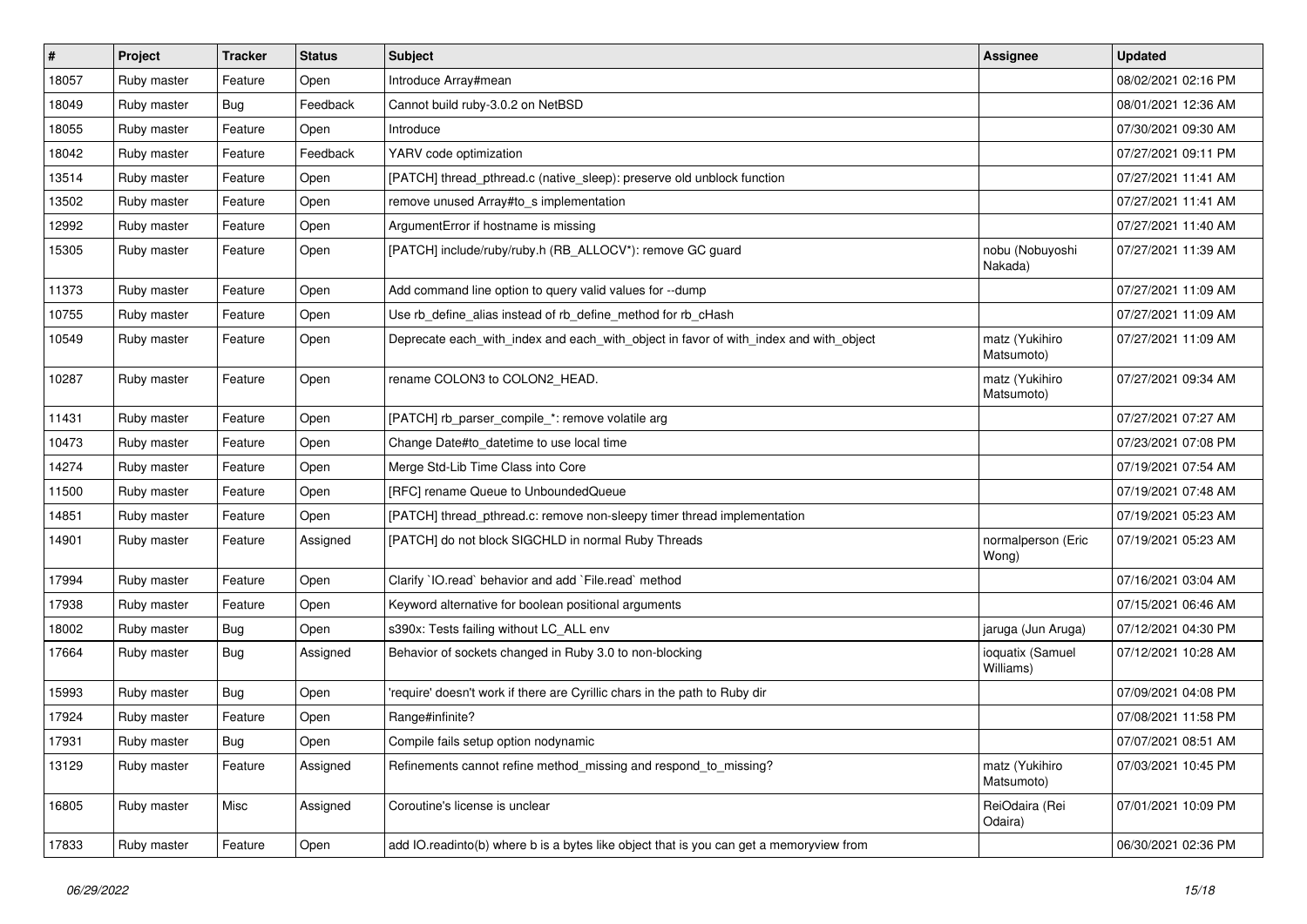| # | Project | Tracker | Status | Subject | Assignee | Updated |
|---|---|---|---|---|---|---|
| 18057 | Ruby master | Feature | Open | Introduce Array#mean | | 08/02/2021 02:16 PM |
| 18049 | Ruby master | Bug | Feedback | Cannot build ruby-3.0.2 on NetBSD | | 08/01/2021 12:36 AM |
| 18055 | Ruby master | Feature | Open | Introduce | | 07/30/2021 09:30 AM |
| 18042 | Ruby master | Feature | Feedback | YARV code optimization | | 07/27/2021 09:11 PM |
| 13514 | Ruby master | Feature | Open | [PATCH] thread_pthread.c (native_sleep): preserve old unblock function | | 07/27/2021 11:41 AM |
| 13502 | Ruby master | Feature | Open | remove unused Array#to_s implementation | | 07/27/2021 11:41 AM |
| 12992 | Ruby master | Feature | Open | ArgumentError if hostname is missing | | 07/27/2021 11:40 AM |
| 15305 | Ruby master | Feature | Open | [PATCH] include/ruby/ruby.h (RB_ALLOCV*): remove GC guard | nobu (Nobuyoshi Nakada) | 07/27/2021 11:39 AM |
| 11373 | Ruby master | Feature | Open | Add command line option to query valid values for --dump | | 07/27/2021 11:09 AM |
| 10755 | Ruby master | Feature | Open | Use rb_define_alias instead of rb_define_method for rb_cHash | | 07/27/2021 11:09 AM |
| 10549 | Ruby master | Feature | Open | Deprecate each_with_index and each_with_object in favor of with_index and with_object | matz (Yukihiro Matsumoto) | 07/27/2021 11:09 AM |
| 10287 | Ruby master | Feature | Open | rename COLON3 to COLON2_HEAD. | matz (Yukihiro Matsumoto) | 07/27/2021 09:34 AM |
| 11431 | Ruby master | Feature | Open | [PATCH] rb_parser_compile_*: remove volatile arg | | 07/27/2021 07:27 AM |
| 10473 | Ruby master | Feature | Open | Change Date#to_datetime to use local time | | 07/23/2021 07:08 PM |
| 14274 | Ruby master | Feature | Open | Merge Std-Lib Time Class into Core | | 07/19/2021 07:54 AM |
| 11500 | Ruby master | Feature | Open | [RFC] rename Queue to UnboundedQueue | | 07/19/2021 07:48 AM |
| 14851 | Ruby master | Feature | Open | [PATCH] thread_pthread.c: remove non-sleepy timer thread implementation | | 07/19/2021 05:23 AM |
| 14901 | Ruby master | Feature | Assigned | [PATCH] do not block SIGCHLD in normal Ruby Threads | normalperson (Eric Wong) | 07/19/2021 05:23 AM |
| 17994 | Ruby master | Feature | Open | Clarify `IO.read` behavior and add `File.read` method | | 07/16/2021 03:04 AM |
| 17938 | Ruby master | Feature | Open | Keyword alternative for boolean positional arguments | | 07/15/2021 06:46 AM |
| 18002 | Ruby master | Bug | Open | s390x: Tests failing without LC_ALL env | jaruga (Jun Aruga) | 07/12/2021 04:30 PM |
| 17664 | Ruby master | Bug | Assigned | Behavior of sockets changed in Ruby 3.0 to non-blocking | ioquatix (Samuel Williams) | 07/12/2021 10:28 AM |
| 15993 | Ruby master | Bug | Open | 'require' doesn't work if there are Cyrillic chars in the path to Ruby dir | | 07/09/2021 04:08 PM |
| 17924 | Ruby master | Feature | Open | Range#infinite? | | 07/08/2021 11:58 PM |
| 17931 | Ruby master | Bug | Open | Compile fails setup option nodynamic | | 07/07/2021 08:51 AM |
| 13129 | Ruby master | Feature | Assigned | Refinements cannot refine method_missing and respond_to_missing? | matz (Yukihiro Matsumoto) | 07/03/2021 10:45 PM |
| 16805 | Ruby master | Misc | Assigned | Coroutine's license is unclear | ReiOdaira (Rei Odaira) | 07/01/2021 10:09 PM |
| 17833 | Ruby master | Feature | Open | add IO.readinto(b) where b is a bytes like object that is you can get a memoryview from | | 06/30/2021 02:36 PM |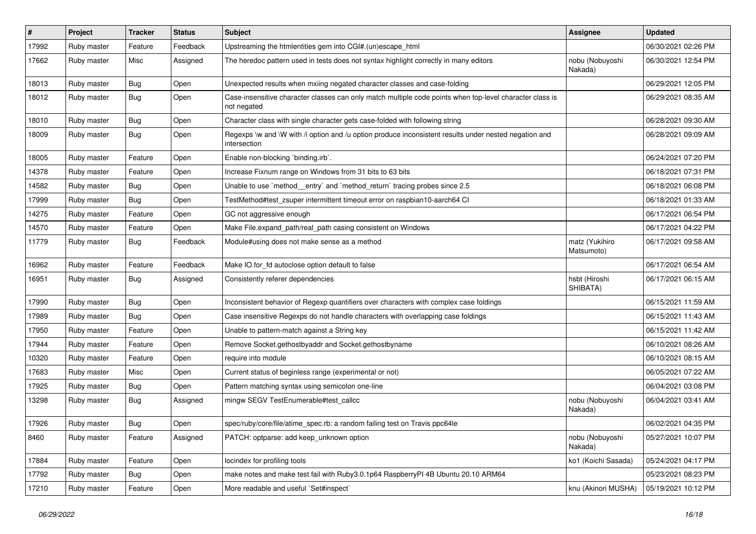| # | Project | Tracker | Status | Subject | Assignee | Updated |
|---|---|---|---|---|---|---|
| 17992 | Ruby master | Feature | Feedback | Upstreaming the htmlentities gem into CGI#.(un)escape_html | | 06/30/2021 02:26 PM |
| 17662 | Ruby master | Misc | Assigned | The heredoc pattern used in tests does not syntax highlight correctly in many editors | nobu (Nobuyoshi Nakada) | 06/30/2021 12:54 PM |
| 18013 | Ruby master | Bug | Open | Unexpected results when mxiing negated character classes and case-folding | | 06/29/2021 12:05 PM |
| 18012 | Ruby master | Bug | Open | Case-insensitive character classes can only match multiple code points when top-level character class is not negated | | 06/29/2021 08:35 AM |
| 18010 | Ruby master | Bug | Open | Character class with single character gets case-folded with following string | | 06/28/2021 09:30 AM |
| 18009 | Ruby master | Bug | Open | Regexps \w and \W with /i option and /u option produce inconsistent results under nested negation and intersection | | 06/28/2021 09:09 AM |
| 18005 | Ruby master | Feature | Open | Enable non-blocking `binding.irb`. | | 06/24/2021 07:20 PM |
| 14378 | Ruby master | Feature | Open | Increase Fixnum range on Windows from 31 bits to 63 bits | | 06/18/2021 07:31 PM |
| 14582 | Ruby master | Bug | Open | Unable to use `method__entry` and `method_return` tracing probes since 2.5 | | 06/18/2021 06:08 PM |
| 17999 | Ruby master | Bug | Open | TestMethod#test_zsuper intermittent timeout error on raspbian10-aarch64 CI | | 06/18/2021 01:33 AM |
| 14275 | Ruby master | Feature | Open | GC not aggressive enough | | 06/17/2021 06:54 PM |
| 14570 | Ruby master | Feature | Open | Make File.expand_path/real_path casing consistent on Windows | | 06/17/2021 04:22 PM |
| 11779 | Ruby master | Bug | Feedback | Module#using does not make sense as a method | matz (Yukihiro Matsumoto) | 06/17/2021 09:58 AM |
| 16962 | Ruby master | Feature | Feedback | Make IO.for_fd autoclose option default to false | | 06/17/2021 06:54 AM |
| 16951 | Ruby master | Bug | Assigned | Consistently referer dependencies | hsbt (Hiroshi SHIBATA) | 06/17/2021 06:15 AM |
| 17990 | Ruby master | Bug | Open | Inconsistent behavior of Regexp quantifiers over characters with complex case foldings | | 06/15/2021 11:59 AM |
| 17989 | Ruby master | Bug | Open | Case insensitive Regexps do not handle characters with overlapping case foldings | | 06/15/2021 11:43 AM |
| 17950 | Ruby master | Feature | Open | Unable to pattern-match against a String key | | 06/15/2021 11:42 AM |
| 17944 | Ruby master | Feature | Open | Remove Socket.gethostbyaddr and Socket.gethostbyname | | 06/10/2021 08:26 AM |
| 10320 | Ruby master | Feature | Open | require into module | | 06/10/2021 08:15 AM |
| 17683 | Ruby master | Misc | Open | Current status of beginless range (experimental or not) | | 06/05/2021 07:22 AM |
| 17925 | Ruby master | Bug | Open | Pattern matching syntax using semicolon one-line | | 06/04/2021 03:08 PM |
| 13298 | Ruby master | Bug | Assigned | mingw SEGV TestEnumerable#test_callcc | nobu (Nobuyoshi Nakada) | 06/04/2021 03:41 AM |
| 17926 | Ruby master | Bug | Open | spec/ruby/core/file/atime_spec.rb: a random failing test on Travis ppc64le | | 06/02/2021 04:35 PM |
| 8460 | Ruby master | Feature | Assigned | PATCH: optparse: add keep_unknown option | nobu (Nobuyoshi Nakada) | 05/27/2021 10:07 PM |
| 17884 | Ruby master | Feature | Open | locindex for profiling tools | ko1 (Koichi Sasada) | 05/24/2021 04:17 PM |
| 17792 | Ruby master | Bug | Open | make notes and make test fail with Ruby3.0.1p64 RaspberryPI 4B Ubuntu 20.10 ARM64 | | 05/23/2021 08:23 PM |
| 17210 | Ruby master | Feature | Open | More readable and useful `Set#inspect` | knu (Akinori MUSHA) | 05/19/2021 10:12 PM |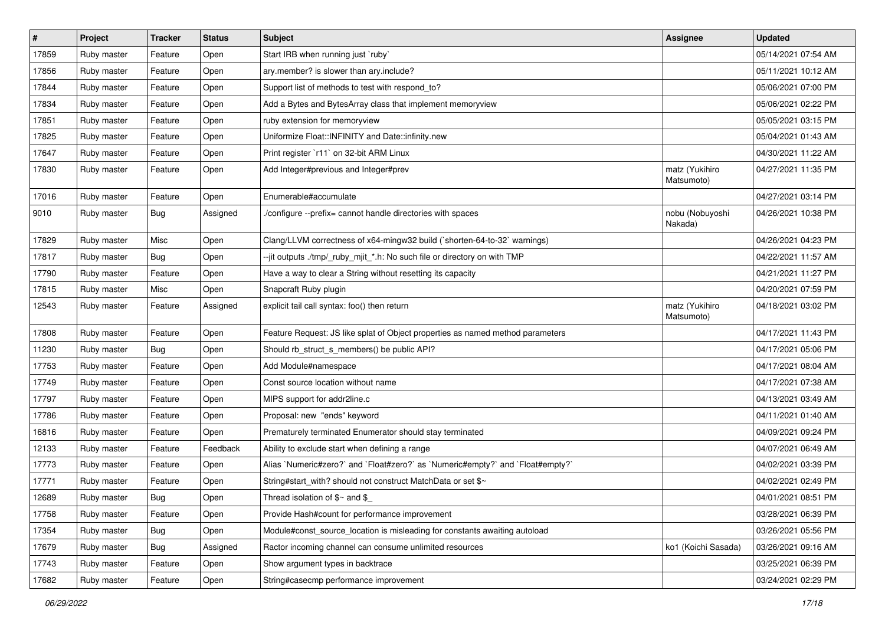| # | Project | Tracker | Status | Subject | Assignee | Updated |
|---|---|---|---|---|---|---|
| 17859 | Ruby master | Feature | Open | Start IRB when running just `ruby` | | 05/14/2021 07:54 AM |
| 17856 | Ruby master | Feature | Open | ary.member? is slower than ary.include? | | 05/11/2021 10:12 AM |
| 17844 | Ruby master | Feature | Open | Support list of methods to test with respond_to? | | 05/06/2021 07:00 PM |
| 17834 | Ruby master | Feature | Open | Add a Bytes and BytesArray class that implement memoryview | | 05/06/2021 02:22 PM |
| 17851 | Ruby master | Feature | Open | ruby extension for memoryview | | 05/05/2021 03:15 PM |
| 17825 | Ruby master | Feature | Open | Uniformize Float::INFINITY and Date::infinity.new | | 05/04/2021 01:43 AM |
| 17647 | Ruby master | Feature | Open | Print register `r11` on 32-bit ARM Linux | | 04/30/2021 11:22 AM |
| 17830 | Ruby master | Feature | Open | Add Integer#previous and Integer#prev | matz (Yukihiro Matsumoto) | 04/27/2021 11:35 PM |
| 17016 | Ruby master | Feature | Open | Enumerable#accumulate | | 04/27/2021 03:14 PM |
| 9010 | Ruby master | Bug | Assigned | ./configure --prefix= cannot handle directories with spaces | nobu (Nobuyoshi Nakada) | 04/26/2021 10:38 PM |
| 17829 | Ruby master | Misc | Open | Clang/LLVM correctness of x64-mingw32 build (`shorten-64-to-32` warnings) | | 04/26/2021 04:23 PM |
| 17817 | Ruby master | Bug | Open | --jit outputs ./tmp/_ruby_mjit_*.h: No such file or directory on with TMP | | 04/22/2021 11:57 AM |
| 17790 | Ruby master | Feature | Open | Have a way to clear a String without resetting its capacity | | 04/21/2021 11:27 PM |
| 17815 | Ruby master | Misc | Open | Snapcraft Ruby plugin | | 04/20/2021 07:59 PM |
| 12543 | Ruby master | Feature | Assigned | explicit tail call syntax: foo() then return | matz (Yukihiro Matsumoto) | 04/18/2021 03:02 PM |
| 17808 | Ruby master | Feature | Open | Feature Request: JS like splat of Object properties as named method parameters | | 04/17/2021 11:43 PM |
| 11230 | Ruby master | Bug | Open | Should rb_struct_s_members() be public API? | | 04/17/2021 05:06 PM |
| 17753 | Ruby master | Feature | Open | Add Module#namespace | | 04/17/2021 08:04 AM |
| 17749 | Ruby master | Feature | Open | Const source location without name | | 04/17/2021 07:38 AM |
| 17797 | Ruby master | Feature | Open | MIPS support for addr2line.c | | 04/13/2021 03:49 AM |
| 17786 | Ruby master | Feature | Open | Proposal: new "ends" keyword | | 04/11/2021 01:40 AM |
| 16816 | Ruby master | Feature | Open | Prematurely terminated Enumerator should stay terminated | | 04/09/2021 09:24 PM |
| 12133 | Ruby master | Feature | Feedback | Ability to exclude start when defining a range | | 04/07/2021 06:49 AM |
| 17773 | Ruby master | Feature | Open | Alias `Numeric#zero?` and `Float#zero?` as `Numeric#empty?` and `Float#empty?` | | 04/02/2021 03:39 PM |
| 17771 | Ruby master | Feature | Open | String#start_with? should not construct MatchData or set $~ | | 04/02/2021 02:49 PM |
| 12689 | Ruby master | Bug | Open | Thread isolation of $~ and $_ | | 04/01/2021 08:51 PM |
| 17758 | Ruby master | Feature | Open | Provide Hash#count for performance improvement | | 03/28/2021 06:39 PM |
| 17354 | Ruby master | Bug | Open | Module#const_source_location is misleading for constants awaiting autoload | | 03/26/2021 05:56 PM |
| 17679 | Ruby master | Bug | Assigned | Ractor incoming channel can consume unlimited resources | ko1 (Koichi Sasada) | 03/26/2021 09:16 AM |
| 17743 | Ruby master | Feature | Open | Show argument types in backtrace | | 03/25/2021 06:39 PM |
| 17682 | Ruby master | Feature | Open | String#casecmp performance improvement | | 03/24/2021 02:29 PM |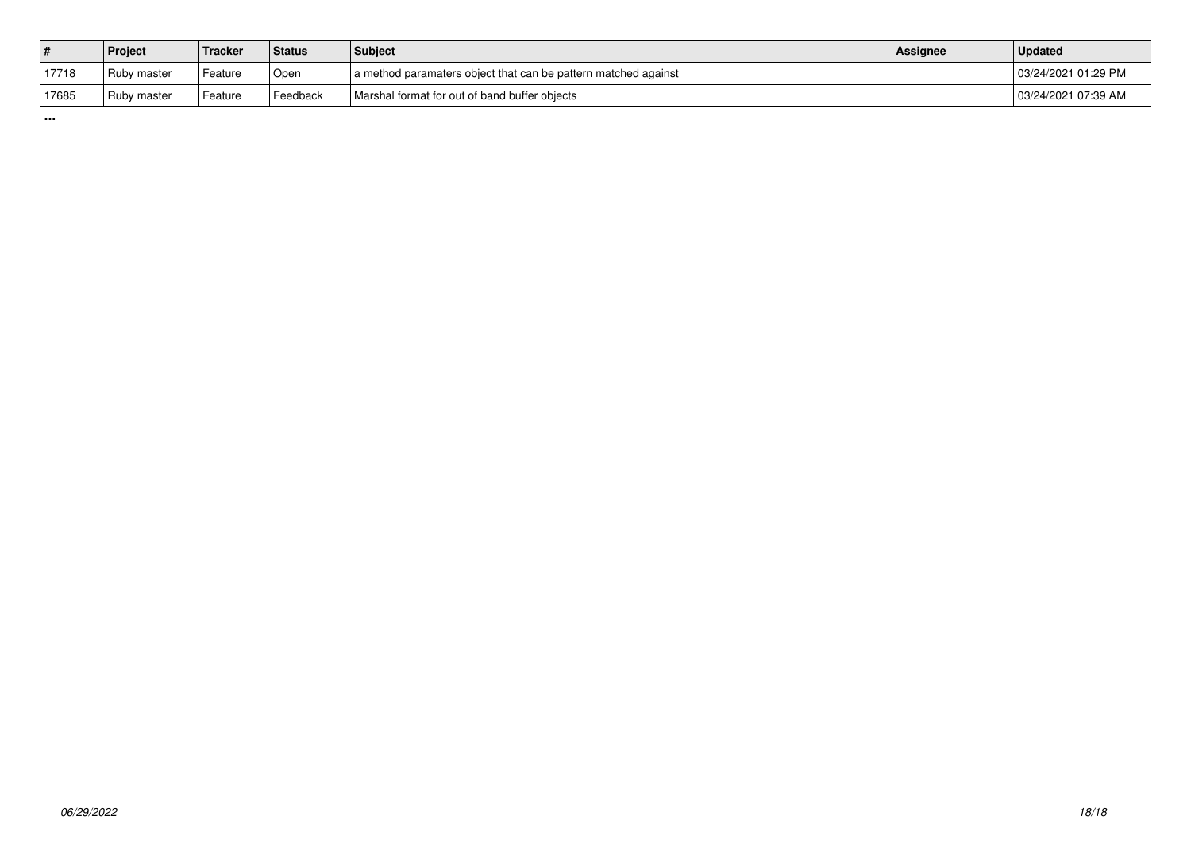| # | Project | Tracker | Status | Subject | Assignee | Updated |
|---|---|---|---|---|---|---|
| 17718 | Ruby master | Feature | Open | a method paramaters object that can be pattern matched against | | 03/24/2021 01:29 PM |
| 17685 | Ruby master | Feature | Feedback | Marshal format for out of band buffer objects | | 03/24/2021 07:39 AM |

...